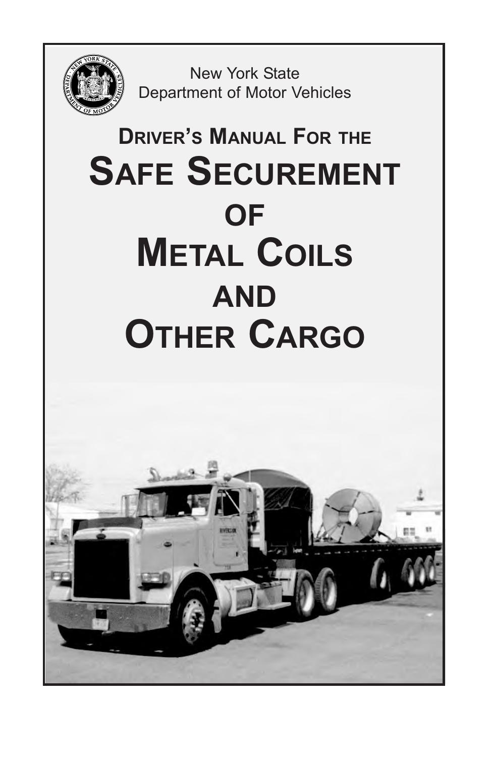New York State
Department of Motor Vehicles

# Driver's Manual For the Safe Securement of Metal Coils and Other Cargo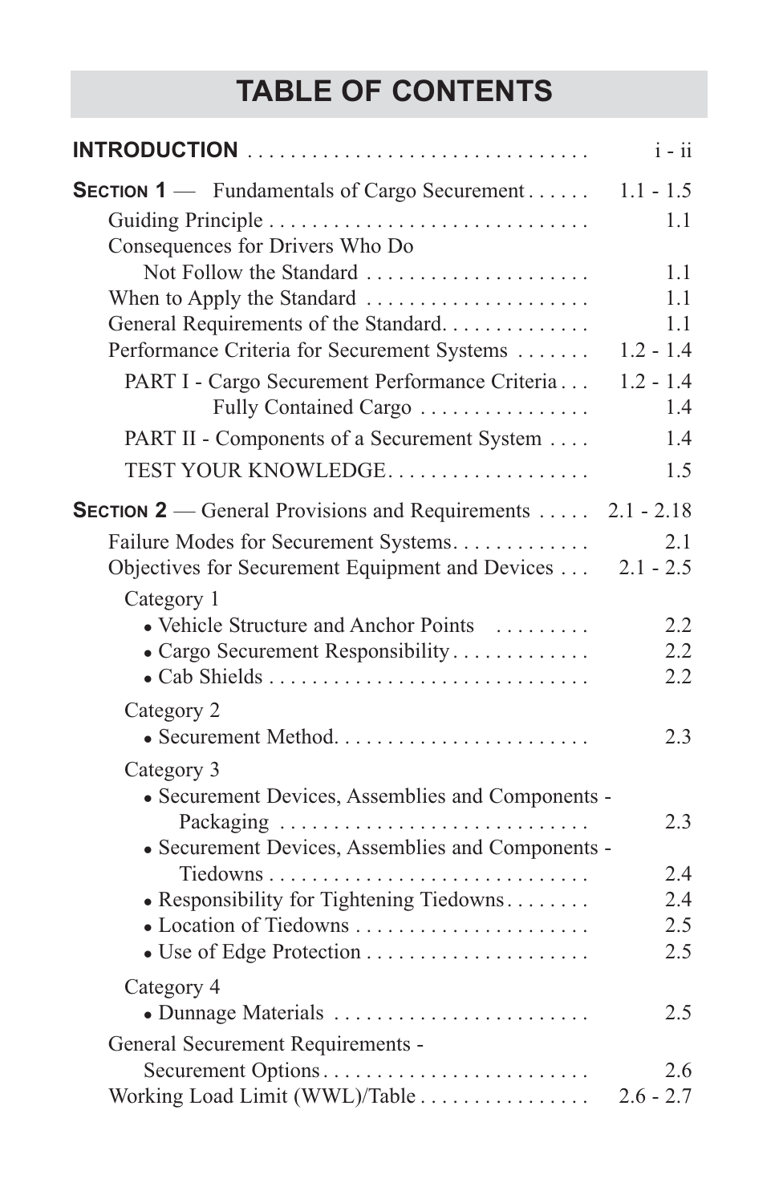# TABLE OF CONTENTS

| | |
|---|---|
| **INTRODUCTION** | i - ii |
| **SECTION 1** — Fundamentals of Cargo Securement | 1.1 - 1.5 |
| Guiding Principle | 1.1 |
| Consequences for Drivers Who Do Not Follow the Standard | 1.1 |
| When to Apply the Standard | 1.1 |
| General Requirements of the Standard | 1.1 |
| Performance Criteria for Securement Systems | 1.2 - 1.4 |
| PART I - Cargo Securement Performance Criteria | 1.2 - 1.4 |
| Fully Contained Cargo | 1.4 |
| PART II - Components of a Securement System | 1.4 |
| TEST YOUR KNOWLEDGE | 1.5 |
| **SECTION 2** — General Provisions and Requirements | 2.1 - 2.18 |
| Failure Modes for Securement Systems | 2.1 |
| Objectives for Securement Equipment and Devices | 2.1 - 2.5 |
| Category 1 | |
| • Vehicle Structure and Anchor Points | 2.2 |
| • Cargo Securement Responsibility | 2.2 |
| • Cab Shields | 2.2 |
| Category 2 | |
| • Securement Method | 2.3 |
| Category 3 | |
| • Securement Devices, Assemblies and Components - Packaging | 2.3 |
| • Securement Devices, Assemblies and Components - Tiedowns | 2.4 |
| • Responsibility for Tightening Tiedowns | 2.4 |
| • Location of Tiedowns | 2.5 |
| • Use of Edge Protection | 2.5 |
| Category 4 | |
| • Dunnage Materials | 2.5 |
| General Securement Requirements - Securement Options | 2.6 |
| Working Load Limit (WWL)/Table | 2.6 - 2.7 |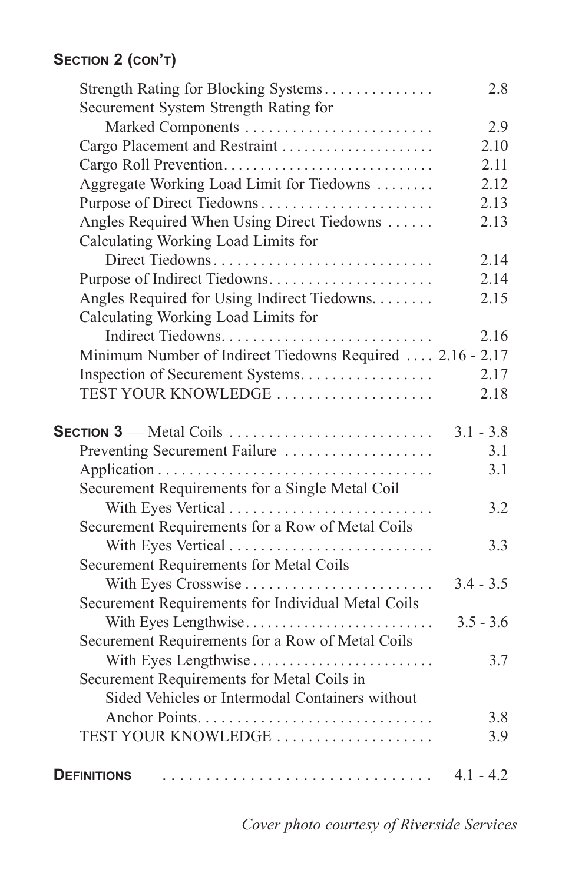**SECTION 2 (CON'T)**

| | |
|---|---|
| Strength Rating for Blocking Systems | 2.8 |
| Securement System Strength Rating for Marked Components | 2.9 |
| Cargo Placement and Restraint | 2.10 |
| Cargo Roll Prevention | 2.11 |
| Aggregate Working Load Limit for Tiedowns | 2.12 |
| Purpose of Direct Tiedowns | 2.13 |
| Angles Required When Using Direct Tiedowns | 2.13 |
| Calculating Working Load Limits for Direct Tiedowns | 2.14 |
| Purpose of Indirect Tiedowns | 2.14 |
| Angles Required for Using Indirect Tiedowns | 2.15 |
| Calculating Working Load Limits for Indirect Tiedowns | 2.16 |
| Minimum Number of Indirect Tiedowns Required | 2.16 - 2.17 |
| Inspection of Securement Systems | 2.17 |
| TEST YOUR KNOWLEDGE | 2.18 |
| **SECTION 3** — Metal Coils | 3.1 - 3.8 |
| Preventing Securement Failure | 3.1 |
| Application | 3.1 |
| Securement Requirements for a Single Metal Coil With Eyes Vertical | 3.2 |
| Securement Requirements for a Row of Metal Coils With Eyes Vertical | 3.3 |
| Securement Requirements for Metal Coils With Eyes Crosswise | 3.4 - 3.5 |
| Securement Requirements for Individual Metal Coils With Eyes Lengthwise | 3.5 - 3.6 |
| Securement Requirements for a Row of Metal Coils With Eyes Lengthwise | 3.7 |
| Securement Requirements for Metal Coils in Sided Vehicles or Intermodal Containers without Anchor Points | 3.8 |
| TEST YOUR KNOWLEDGE | 3.9 |
| **DEFINITIONS** | 4.1 - 4.2 |

*Cover photo courtesy of Riverside Services*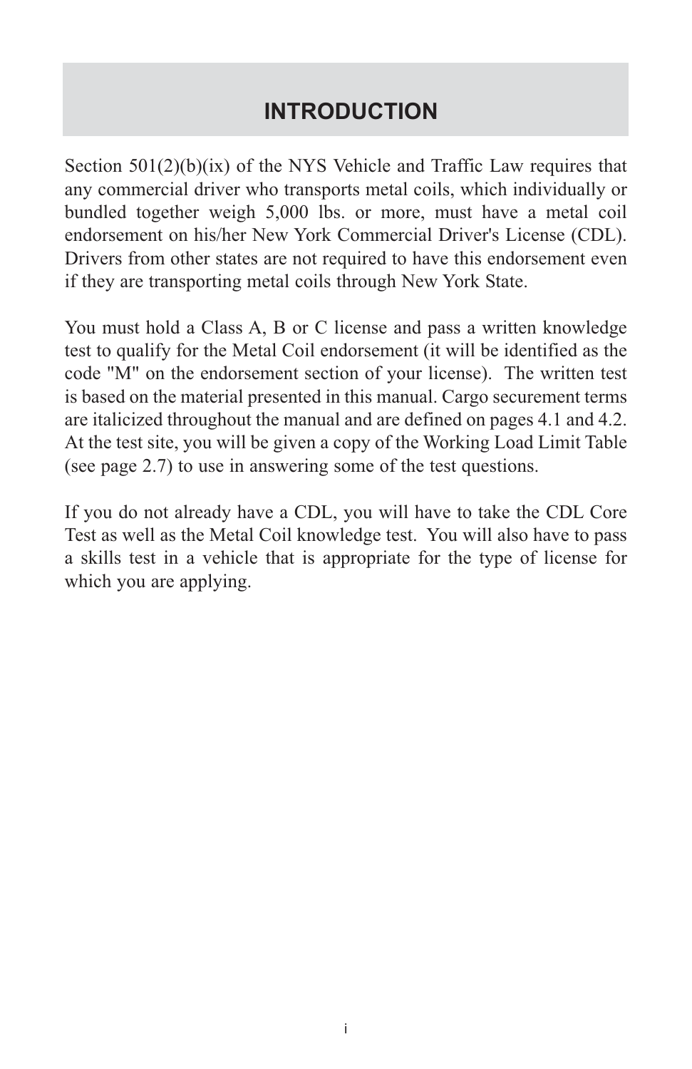# INTRODUCTION

Section 501(2)(b)(ix) of the NYS Vehicle and Traffic Law requires that any commercial driver who transports metal coils, which individually or bundled together weigh 5,000 lbs. or more, must have a metal coil endorsement on his/her New York Commercial Driver's License (CDL). Drivers from other states are not required to have this endorsement even if they are transporting metal coils through New York State.

You must hold a Class A, B or C license and pass a written knowledge test to qualify for the Metal Coil endorsement (it will be identified as the code "M" on the endorsement section of your license). The written test is based on the material presented in this manual. Cargo securement terms are italicized throughout the manual and are defined on pages 4.1 and 4.2. At the test site, you will be given a copy of the Working Load Limit Table (see page 2.7) to use in answering some of the test questions.

If you do not already have a CDL, you will have to take the CDL Core Test as well as the Metal Coil knowledge test. You will also have to pass a skills test in a vehicle that is appropriate for the type of license for which you are applying.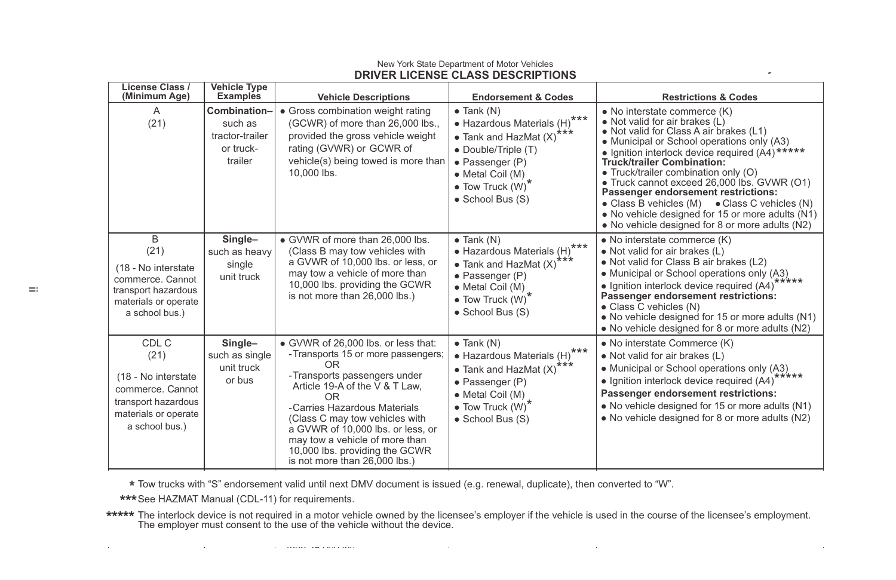New York State Department of Motor Vehicles

## DRIVER LICENSE CLASS DESCRIPTIONS

| License Class / (Minimum Age) | Vehicle Type Examples | Vehicle Descriptions | Endorsement & Codes | Restrictions & Codes |
|---|---|---|---|---|
| A (21) | **Combination–** such as tractor-trailer or truck-trailer | • Gross combination weight rating (GCWR) of more than 26,000 lbs., provided the gross vehicle weight rating (GVWR) or GCWR of vehicle(s) being towed is more than 10,000 lbs. | • Tank (N)<br>• Hazardous Materials (H)***<br>• Tank and HazMat (X)***<br>• Double/Triple (T)<br>• Passenger (P)<br>• Metal Coil (M)<br>• Tow Truck (W)*<br>• School Bus (S) | • No interstate commerce (K)<br>• Not valid for air brakes (L)<br>• Not valid for Class A air brakes (L1)<br>• Municipal or School operations only (A3)<br>• Ignition interlock device required (A4)*****<br>**Truck/trailer Combination:**<br>• Truck/trailer combination only (O)<br>• Truck cannot exceed 26,000 lbs. GVWR (O1)<br>**Passenger endorsement restrictions:**<br>• Class B vehicles (M) • Class C vehicles (N)<br>• No vehicle designed for 15 or more adults (N1)<br>• No vehicle designed for 8 or more adults (N2) |
| B (21)<br>(18 - No interstate commerce. Cannot transport hazardous materials or operate a school bus.) | **Single–** such as heavy single unit truck | • GVWR of more than 26,000 lbs. (Class B may tow vehicles with a GVWR of 10,000 lbs. or less, or may tow a vehicle of more than 10,000 lbs. providing the GCWR is not more than 26,000 lbs.) | • Tank (N)<br>• Hazardous Materials (H)***<br>• Tank and HazMat (X)***<br>• Passenger (P)<br>• Metal Coil (M)<br>• Tow Truck (W)*<br>• School Bus (S) | • No interstate commerce (K)<br>• Not valid for air brakes (L)<br>• Not valid for Class B air brakes (L2)<br>• Municipal or School operations only (A3)<br>• Ignition interlock device required (A4)*****<br>**Passenger endorsement restrictions:**<br>• Class C vehicles (N)<br>• No vehicle designed for 15 or more adults (N1)<br>• No vehicle designed for 8 or more adults (N2) |
| CDL C (21)<br>(18 - No interstate commerce. Cannot transport hazardous materials or operate a school bus.) | **Single–** such as single unit truck or bus | • GVWR of 26,000 lbs. or less that:<br>-Transports 15 or more passengers;<br>OR<br>-Transports passengers under Article 19-A of the V & T Law,<br>OR<br>-Carries Hazardous Materials<br>(Class C may tow vehicles with a GVWR of 10,000 lbs. or less, or may tow a vehicle of more than 10,000 lbs. providing the GCWR is not more than 26,000 lbs.) | • Tank (N)<br>• Hazardous Materials (H)***<br>• Tank and HazMat (X)***<br>• Passenger (P)<br>• Metal Coil (M)<br>• Tow Truck (W)*<br>• School Bus (S) | • No interstate Commerce (K)<br>• Not valid for air brakes (L)<br>• Municipal or School operations only (A3)<br>• Ignition interlock device required (A4)*****<br>**Passenger endorsement restrictions:**<br>• No vehicle designed for 15 or more adults (N1)<br>• No vehicle designed for 8 or more adults (N2) |

* Tow trucks with "S" endorsement valid until next DMV document is issued (e.g. renewal, duplicate), then converted to "W".

*** See HAZMAT Manual (CDL-11) for requirements.

***** The interlock device is not required in a motor vehicle owned by the licensee's employer if the vehicle is used in the course of the licensee's employment. The employer must consent to the use of the vehicle without the device.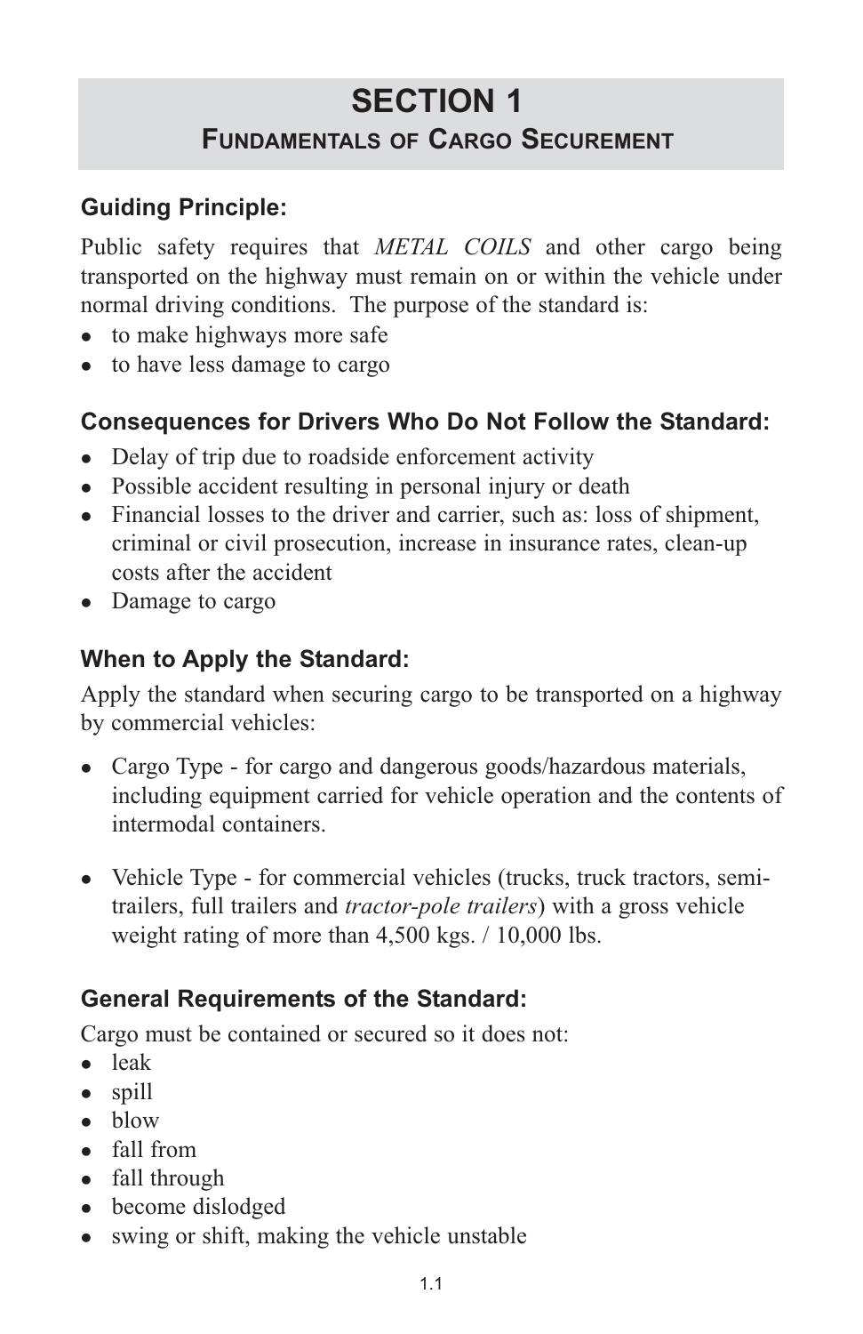# SECTION 1
## Fundamentals of Cargo Securement

### Guiding Principle:

Public safety requires that *METAL COILS* and other cargo being transported on the highway must remain on or within the vehicle under normal driving conditions. The purpose of the standard is:

- to make highways more safe
- to have less damage to cargo

### Consequences for Drivers Who Do Not Follow the Standard:

- Delay of trip due to roadside enforcement activity
- Possible accident resulting in personal injury or death
- Financial losses to the driver and carrier, such as: loss of shipment, criminal or civil prosecution, increase in insurance rates, clean-up costs after the accident
- Damage to cargo

### When to Apply the Standard:

Apply the standard when securing cargo to be transported on a highway by commercial vehicles:

- Cargo Type - for cargo and dangerous goods/hazardous materials, including equipment carried for vehicle operation and the contents of intermodal containers.

- Vehicle Type - for commercial vehicles (trucks, truck tractors, semi-trailers, full trailers and *tractor-pole trailers*) with a gross vehicle weight rating of more than 4,500 kgs. / 10,000 lbs.

### General Requirements of the Standard:

Cargo must be contained or secured so it does not:

- leak
- spill
- blow
- fall from
- fall through
- become dislodged
- swing or shift, making the vehicle unstable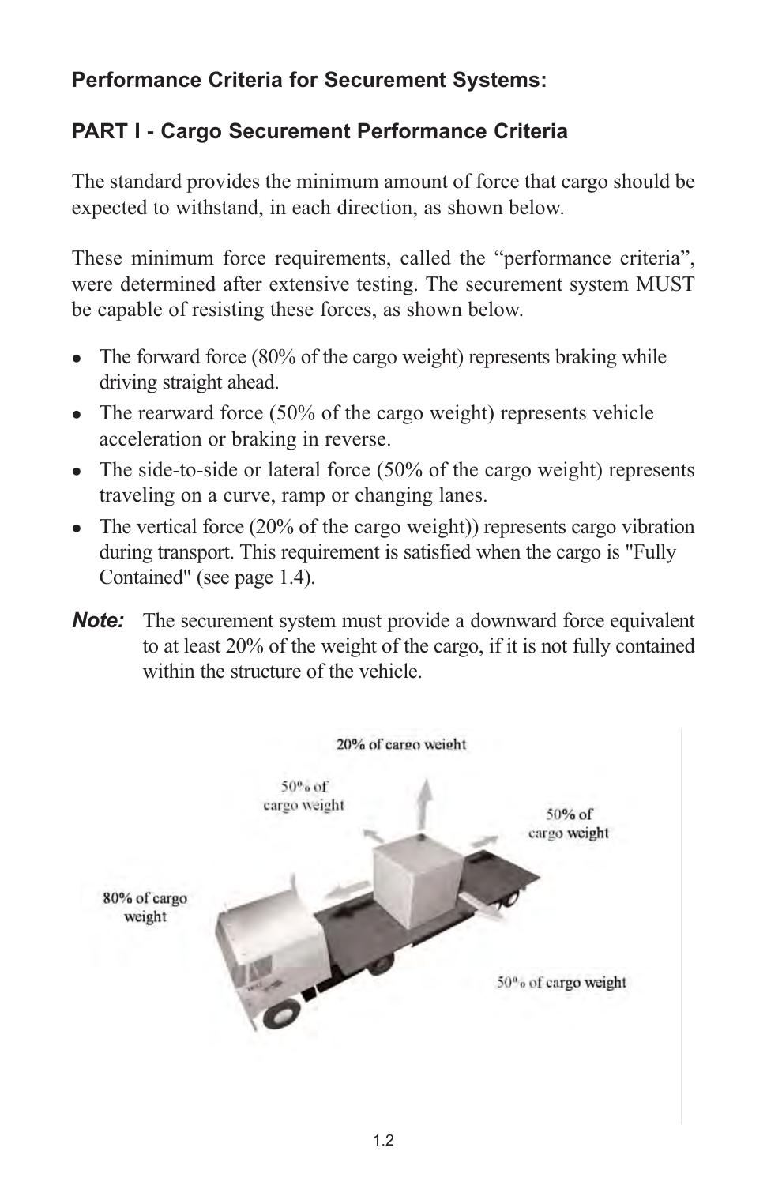**Performance Criteria for Securement Systems:**

**PART I - Cargo Securement Performance Criteria**

The standard provides the minimum amount of force that cargo should be expected to withstand, in each direction, as shown below.

These minimum force requirements, called the "performance criteria", were determined after extensive testing. The securement system MUST be capable of resisting these forces, as shown below.

- The forward force (80% of the cargo weight) represents braking while driving straight ahead.
- The rearward force (50% of the cargo weight) represents vehicle acceleration or braking in reverse.
- The side-to-side or lateral force (50% of the cargo weight) represents traveling on a curve, ramp or changing lanes.
- The vertical force (20% of the cargo weight)) represents cargo vibration during transport. This requirement is satisfied when the cargo is "Fully Contained" (see page 1.4).

***Note:*** The securement system must provide a downward force equivalent to at least 20% of the weight of the cargo, if it is not fully contained within the structure of the vehicle.

20% of cargo weight

50% of cargo weight

50% of cargo weight

80% of cargo weight

50% of cargo weight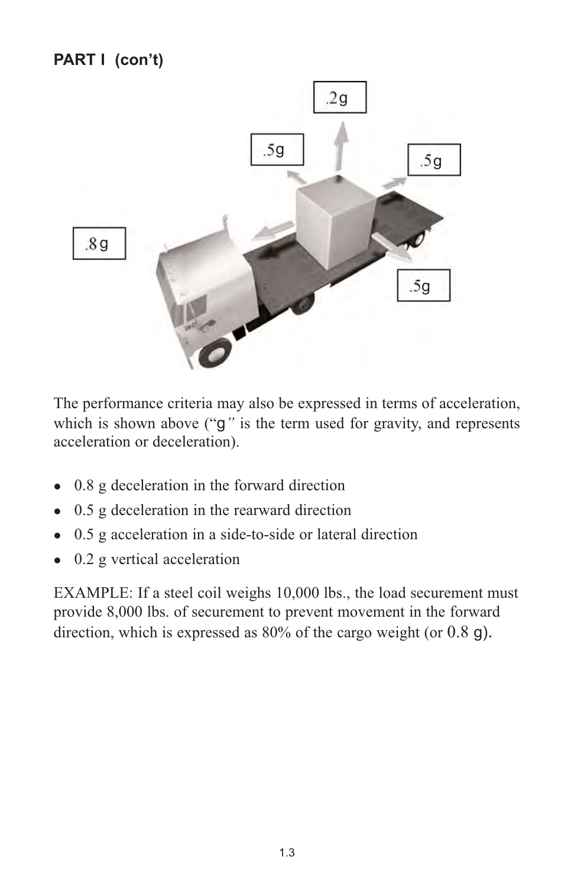**PART I (con't)**

The performance criteria may also be expressed in terms of acceleration, which is shown above ("g" is the term used for gravity, and represents acceleration or deceleration).

- 0.8 g deceleration in the forward direction
- 0.5 g deceleration in the rearward direction
- 0.5 g acceleration in a side-to-side or lateral direction
- 0.2 g vertical acceleration

EXAMPLE: If a steel coil weighs 10,000 lbs., the load securement must provide 8,000 lbs. of securement to prevent movement in the forward direction, which is expressed as 80% of the cargo weight (or 0.8 g).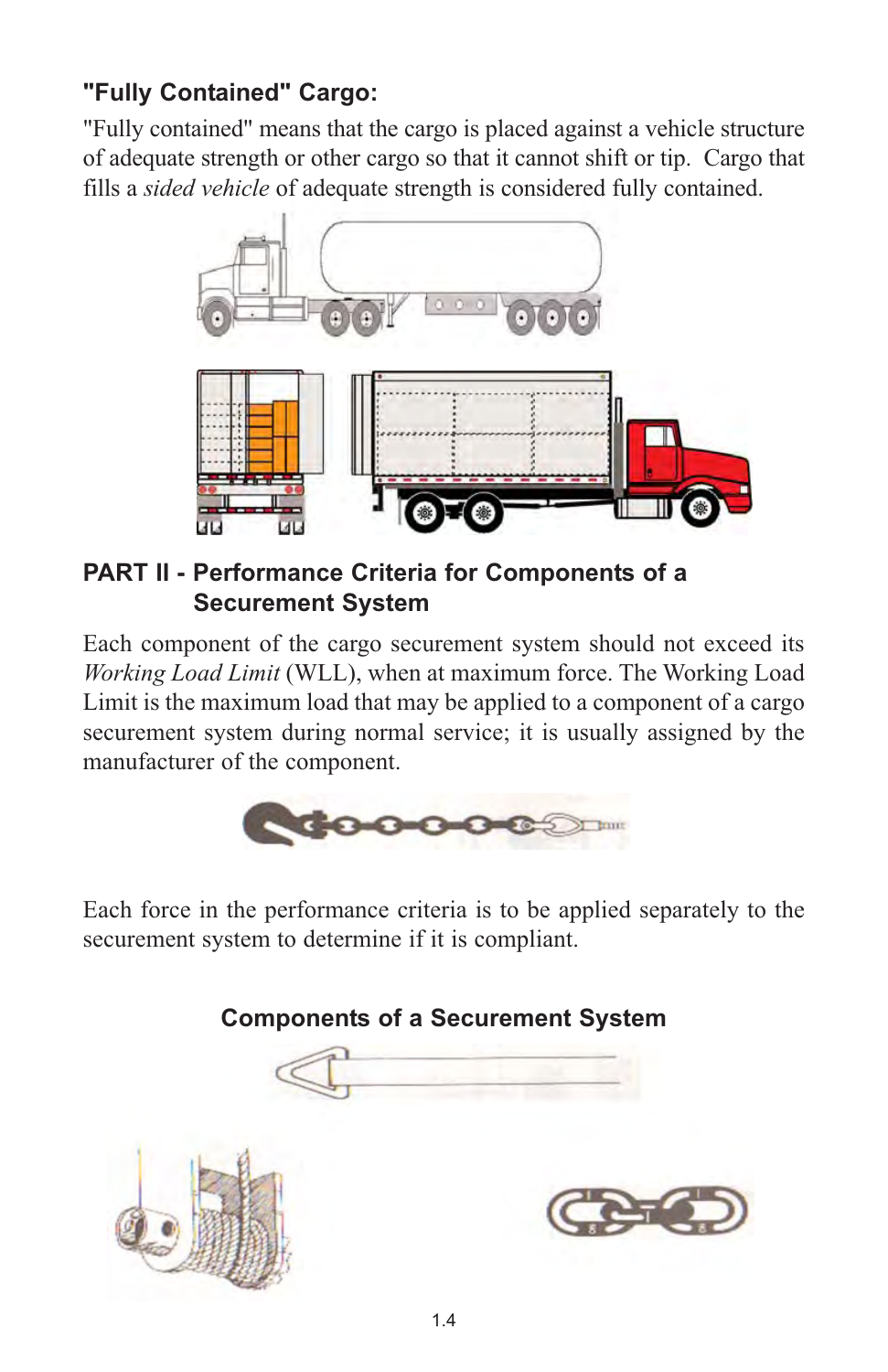## "Fully Contained" Cargo:

"Fully contained" means that the cargo is placed against a vehicle structure of adequate strength or other cargo so that it cannot shift or tip. Cargo that fills a *sided vehicle* of adequate strength is considered fully contained.

## PART II - Performance Criteria for Components of a Securement System

Each component of the cargo securement system should not exceed its *Working Load Limit* (WLL), when at maximum force. The Working Load Limit is the maximum load that may be applied to a component of a cargo securement system during normal service; it is usually assigned by the manufacturer of the component.

Each force in the performance criteria is to be applied separately to the securement system to determine if it is compliant.

### Components of a Securement System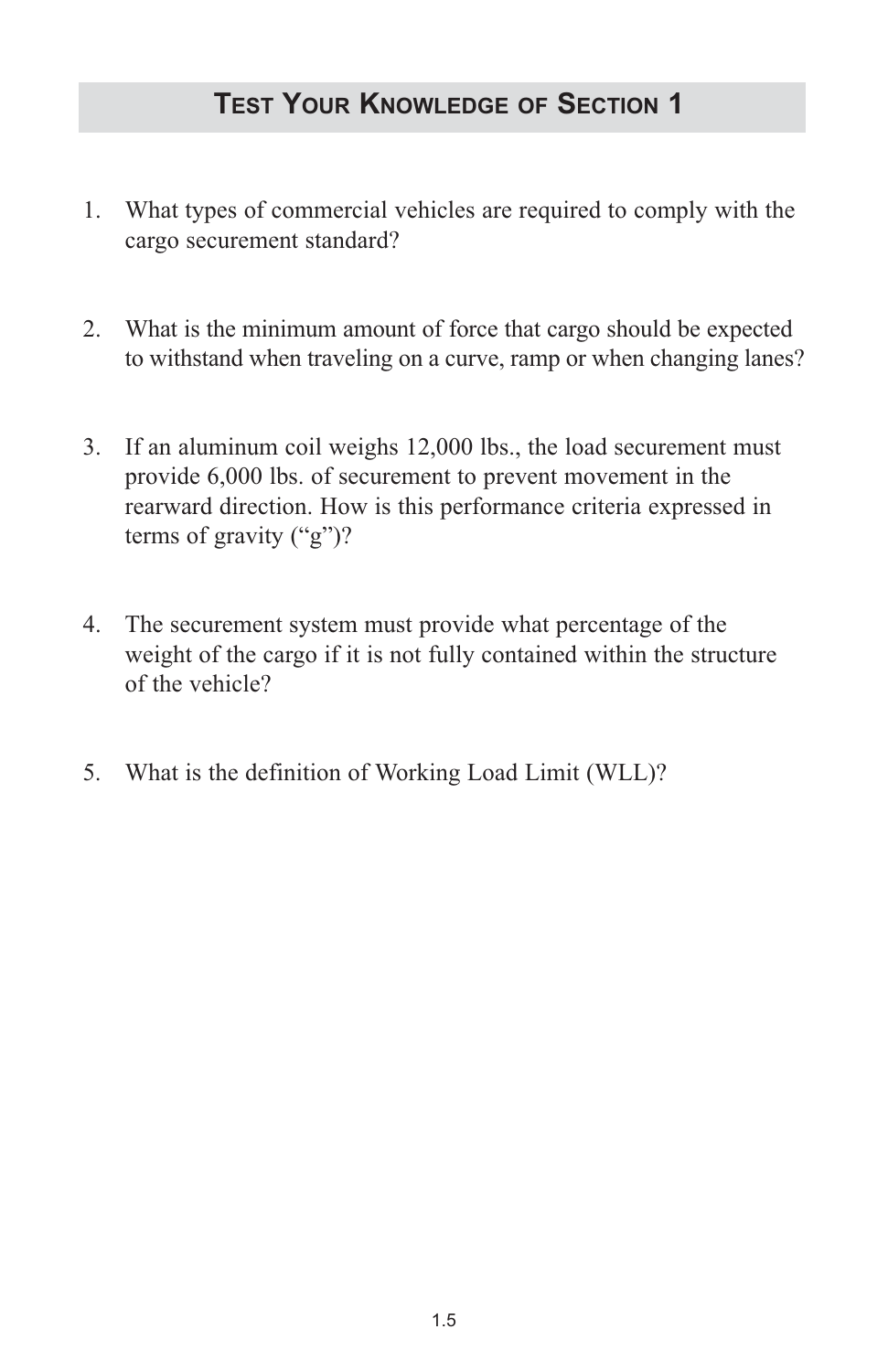## Test Your Knowledge of Section 1

1. What types of commercial vehicles are required to comply with the cargo securement standard?

2. What is the minimum amount of force that cargo should be expected to withstand when traveling on a curve, ramp or when changing lanes?

3. If an aluminum coil weighs 12,000 lbs., the load securement must provide 6,000 lbs. of securement to prevent movement in the rearward direction. How is this performance criteria expressed in terms of gravity ("g")?

4. The securement system must provide what percentage of the weight of the cargo if it is not fully contained within the structure of the vehicle?

5. What is the definition of Working Load Limit (WLL)?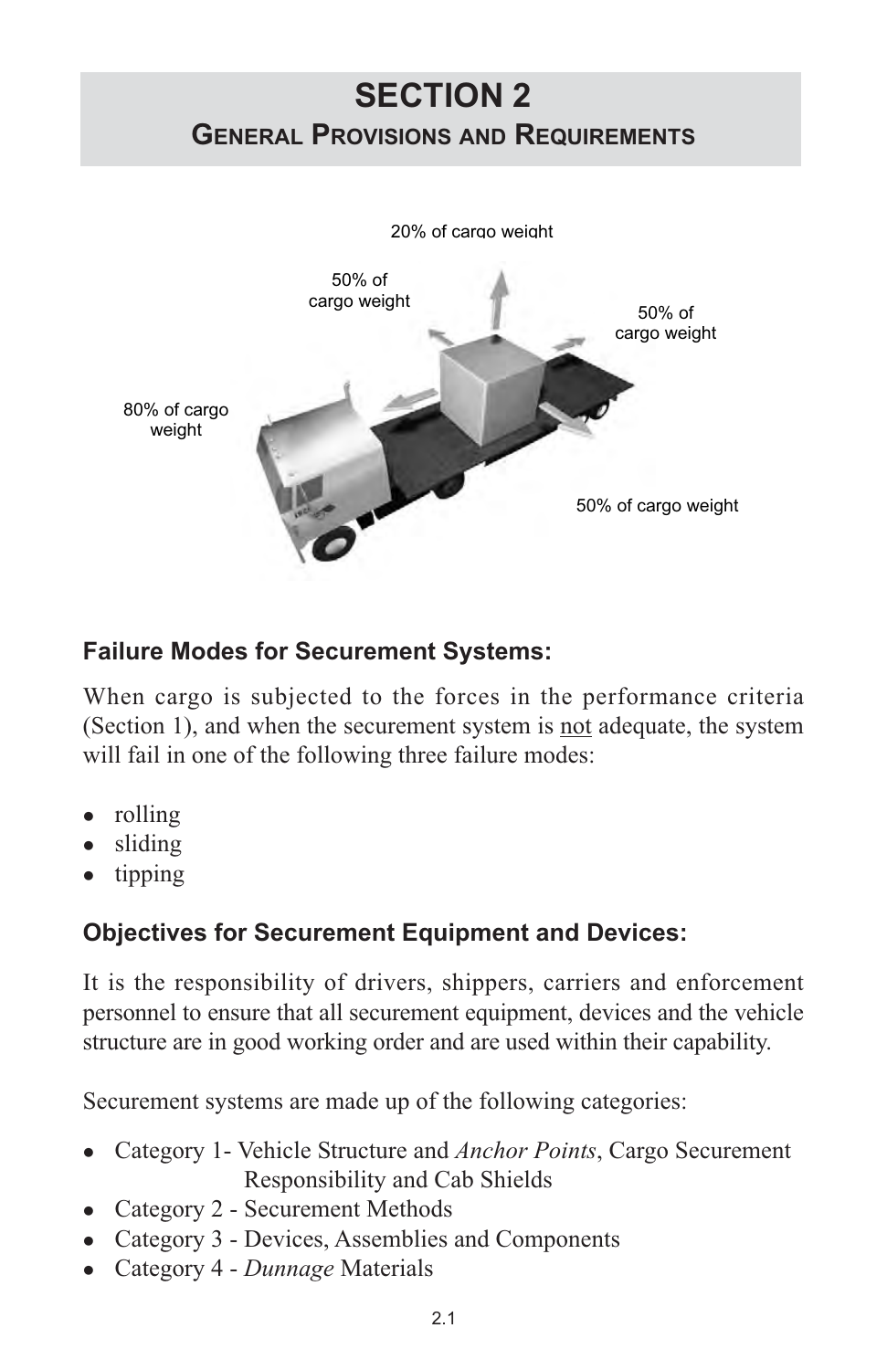# SECTION 2
## General Provisions and Requirements

20% of cargo weight

50% of cargo weight

50% of cargo weight

80% of cargo weight

50% of cargo weight

### Failure Modes for Securement Systems:

When cargo is subjected to the forces in the performance criteria (Section 1), and when the securement system is not adequate, the system will fail in one of the following three failure modes:

- rolling
- sliding
- tipping

### Objectives for Securement Equipment and Devices:

It is the responsibility of drivers, shippers, carriers and enforcement personnel to ensure that all securement equipment, devices and the vehicle structure are in good working order and are used within their capability.

Securement systems are made up of the following categories:

- Category 1- Vehicle Structure and *Anchor Points*, Cargo Securement Responsibility and Cab Shields
- Category 2 - Securement Methods
- Category 3 - Devices, Assemblies and Components
- Category 4 - *Dunnage* Materials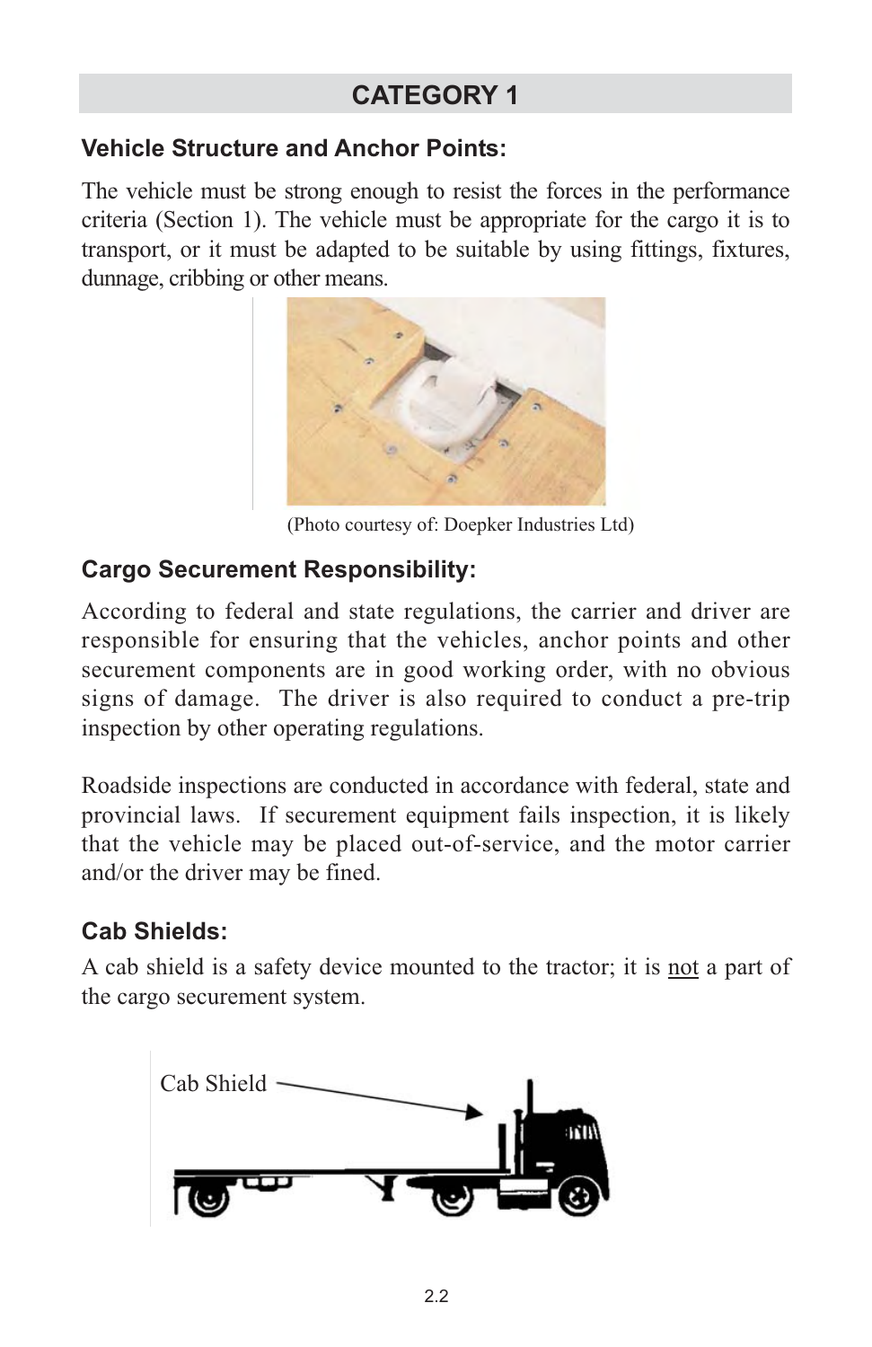## CATEGORY 1

### Vehicle Structure and Anchor Points:

The vehicle must be strong enough to resist the forces in the performance criteria (Section 1). The vehicle must be appropriate for the cargo it is to transport, or it must be adapted to be suitable by using fittings, fixtures, dunnage, cribbing or other means.

(Photo courtesy of: Doepker Industries Ltd)

### Cargo Securement Responsibility:

According to federal and state regulations, the carrier and driver are responsible for ensuring that the vehicles, anchor points and other securement components are in good working order, with no obvious signs of damage. The driver is also required to conduct a pre-trip inspection by other operating regulations.

Roadside inspections are conducted in accordance with federal, state and provincial laws. If securement equipment fails inspection, it is likely that the vehicle may be placed out-of-service, and the motor carrier and/or the driver may be fined.

### Cab Shields:

A cab shield is a safety device mounted to the tractor; it is not a part of the cargo securement system.

Cab Shield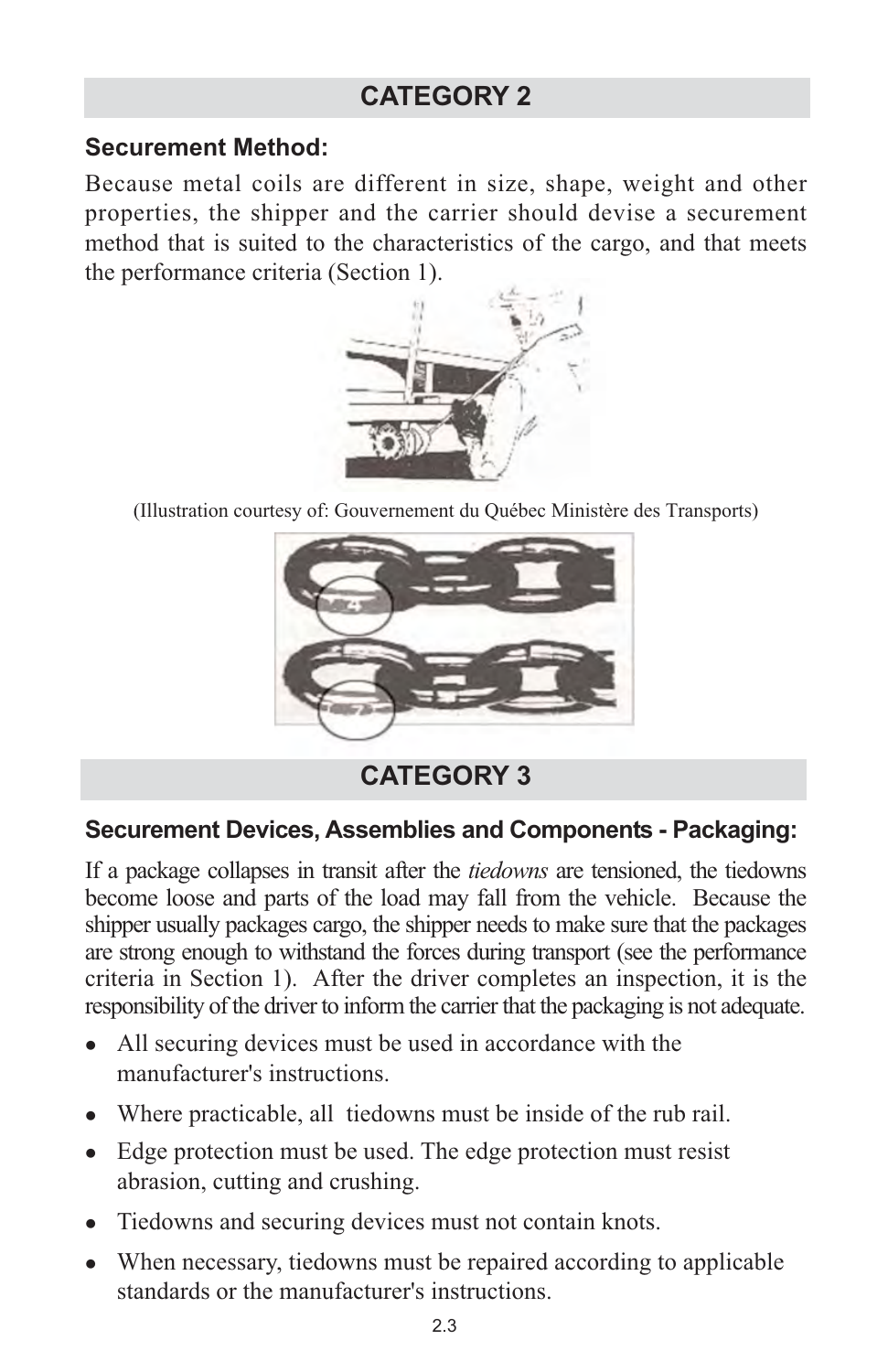## CATEGORY 2

### Securement Method:

Because metal coils are different in size, shape, weight and other properties, the shipper and the carrier should devise a securement method that is suited to the characteristics of the cargo, and that meets the performance criteria (Section 1).

(Illustration courtesy of: Gouvernement du Québec Ministère des Transports)

## CATEGORY 3

### Securement Devices, Assemblies and Components - Packaging:

If a package collapses in transit after the *tiedowns* are tensioned, the tiedowns become loose and parts of the load may fall from the vehicle. Because the shipper usually packages cargo, the shipper needs to make sure that the packages are strong enough to withstand the forces during transport (see the performance criteria in Section 1). After the driver completes an inspection, it is the responsibility of the driver to inform the carrier that the packaging is not adequate.

- All securing devices must be used in accordance with the manufacturer's instructions.
- Where practicable, all tiedowns must be inside of the rub rail.
- Edge protection must be used. The edge protection must resist abrasion, cutting and crushing.
- Tiedowns and securing devices must not contain knots.
- When necessary, tiedowns must be repaired according to applicable standards or the manufacturer's instructions.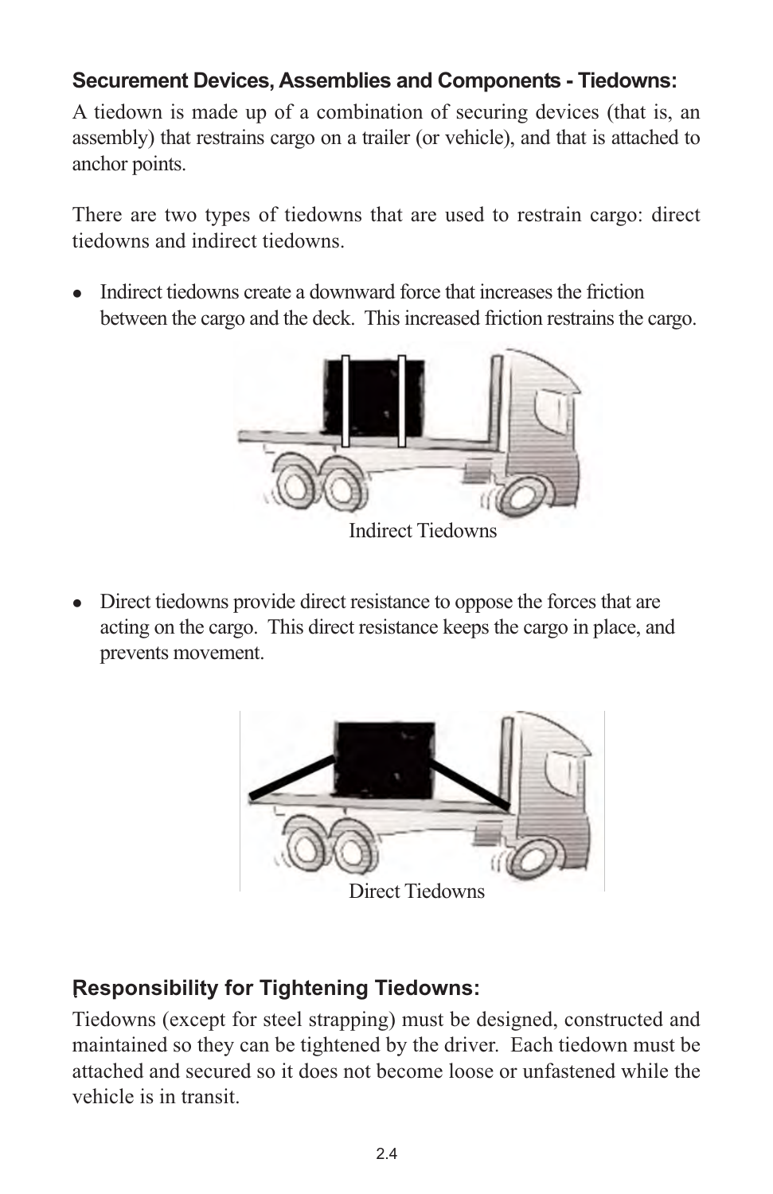### Securement Devices, Assemblies and Components - Tiedowns:

A tiedown is made up of a combination of securing devices (that is, an assembly) that restrains cargo on a trailer (or vehicle), and that is attached to anchor points.

There are two types of tiedowns that are used to restrain cargo: direct tiedowns and indirect tiedowns.

- Indirect tiedowns create a downward force that increases the friction between the cargo and the deck. This increased friction restrains the cargo.

Indirect Tiedowns

- Direct tiedowns provide direct resistance to oppose the forces that are acting on the cargo. This direct resistance keeps the cargo in place, and prevents movement.

Direct Tiedowns

### Responsibility for Tightening Tiedowns:

Tiedowns (except for steel strapping) must be designed, constructed and maintained so they can be tightened by the driver. Each tiedown must be attached and secured so it does not become loose or unfastened while the vehicle is in transit.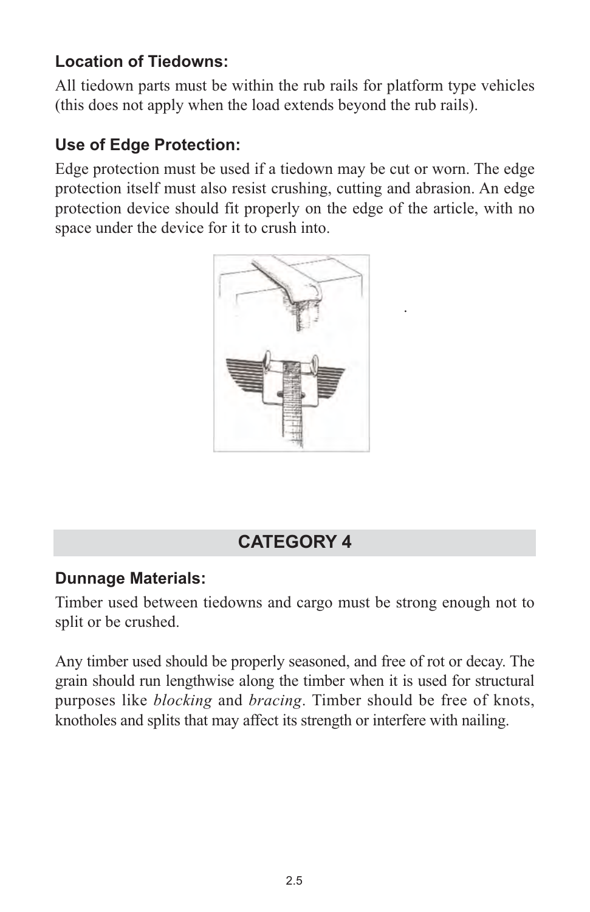### Location of Tiedowns:

All tiedown parts must be within the rub rails for platform type vehicles (this does not apply when the load extends beyond the rub rails).

### Use of Edge Protection:

Edge protection must be used if a tiedown may be cut or worn. The edge protection itself must also resist crushing, cutting and abrasion. An edge protection device should fit properly on the edge of the article, with no space under the device for it to crush into.

## CATEGORY 4

### Dunnage Materials:

Timber used between tiedowns and cargo must be strong enough not to split or be crushed.

Any timber used should be properly seasoned, and free of rot or decay. The grain should run lengthwise along the timber when it is used for structural purposes like *blocking* and *bracing*. Timber should be free of knots, knotholes and splits that may affect its strength or interfere with nailing.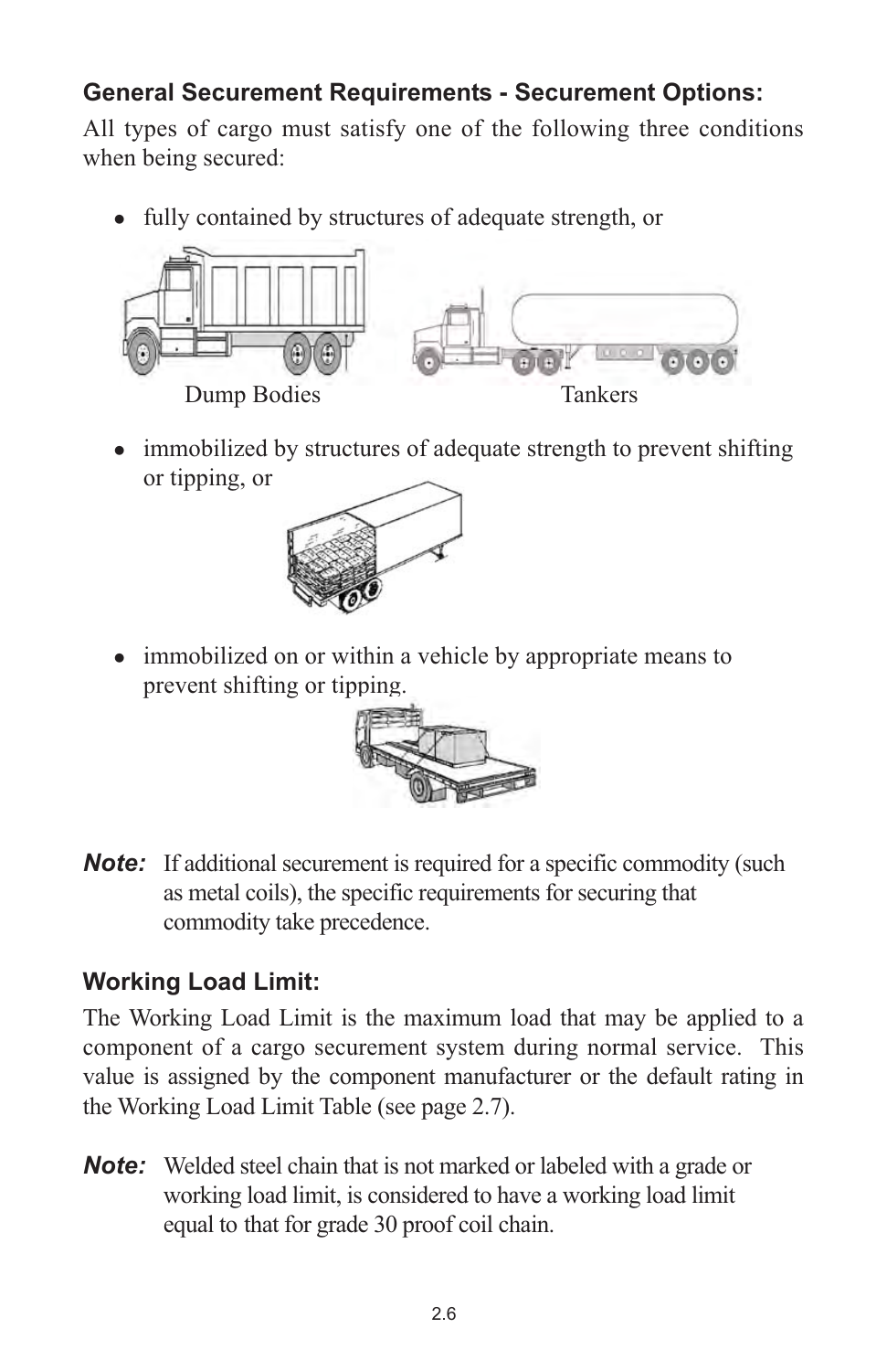### General Securement Requirements - Securement Options:

All types of cargo must satisfy one of the following three conditions when being secured:

- fully contained by structures of adequate strength, or

Dump Bodies　　　　　　　　Tankers

- immobilized by structures of adequate strength to prevent shifting or tipping, or

- immobilized on or within a vehicle by appropriate means to prevent shifting or tipping.

***Note:*** If additional securement is required for a specific commodity (such as metal coils), the specific requirements for securing that commodity take precedence.

### Working Load Limit:

The Working Load Limit is the maximum load that may be applied to a component of a cargo securement system during normal service. This value is assigned by the component manufacturer or the default rating in the Working Load Limit Table (see page 2.7).

***Note:*** Welded steel chain that is not marked or labeled with a grade or working load limit, is considered to have a working load limit equal to that for grade 30 proof coil chain.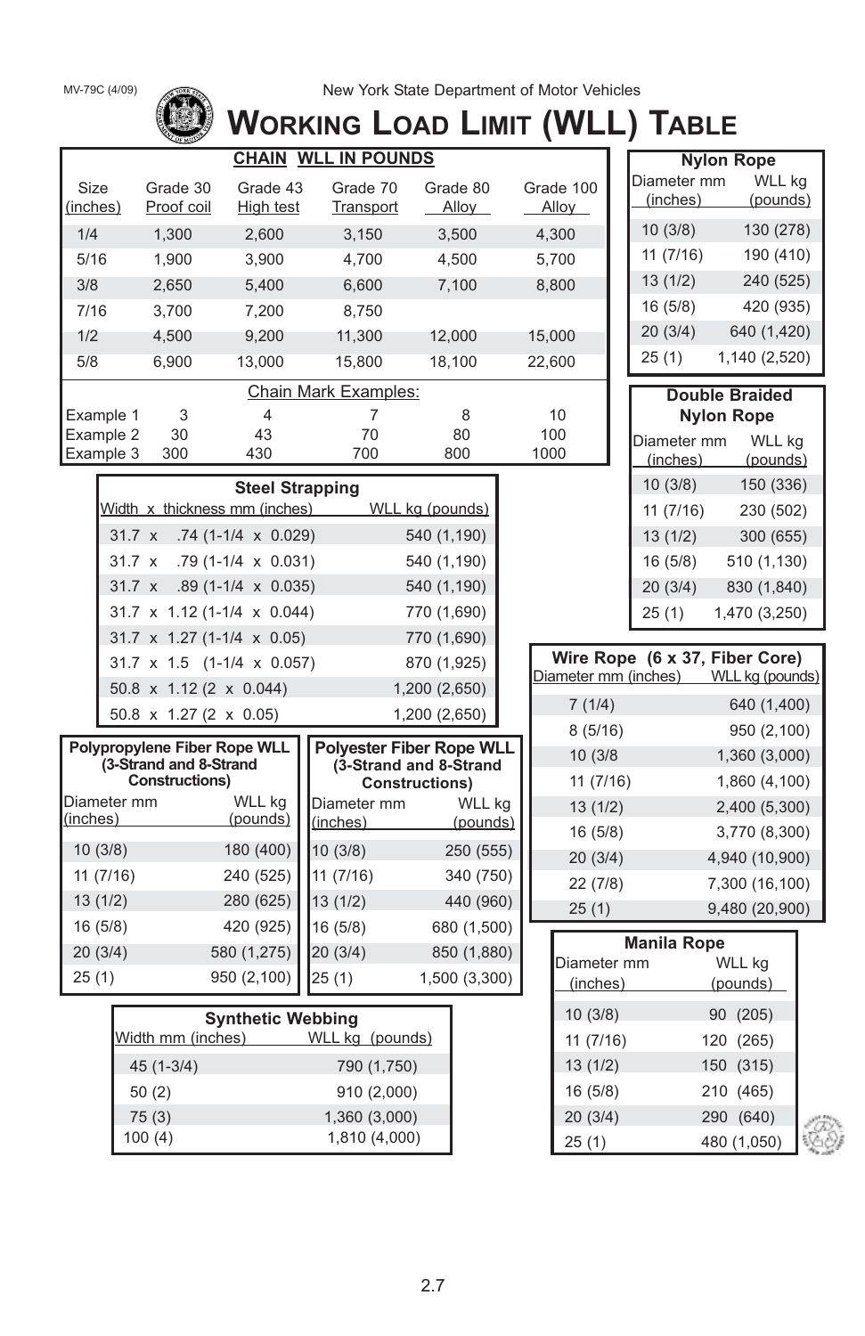MV-79C (4/09)

New York State Department of Motor Vehicles

# Working Load Limit (WLL) Table

**CHAIN WLL IN POUNDS**

| Size (inches) | Grade 30 Proof coil | Grade 43 High test | Grade 70 Transport | Grade 80 Alloy | Grade 100 Alloy |
|---|---|---|---|---|---|
| 1/4 | 1,300 | 2,600 | 3,150 | 3,500 | 4,300 |
| 5/16 | 1,900 | 3,900 | 4,700 | 4,500 | 5,700 |
| 3/8 | 2,650 | 5,400 | 6,600 | 7,100 | 8,800 |
| 7/16 | 3,700 | 7,200 | 8,750 | | |
| 1/2 | 4,500 | 9,200 | 11,300 | 12,000 | 15,000 |
| 5/8 | 6,900 | 13,000 | 15,800 | 18,100 | 22,600 |

Chain Mark Examples:

| | | | | | |
|---|---|---|---|---|---|
| Example 1 | 3 | 4 | 7 | 8 | 10 |
| Example 2 | 30 | 43 | 70 | 80 | 100 |
| Example 3 | 300 | 430 | 700 | 800 | 1000 |

**Steel Strapping**

| Width x thickness mm (inches) | WLL kg (pounds) |
|---|---|
| 31.7 x .74 (1-1/4 x 0.029) | 540 (1,190) |
| 31.7 x .79 (1-1/4 x 0.031) | 540 (1,190) |
| 31.7 x .89 (1-1/4 x 0.035) | 540 (1,190) |
| 31.7 x 1.12 (1-1/4 x 0.044) | 770 (1,690) |
| 31.7 x 1.27 (1-1/4 x 0.05) | 770 (1,690) |
| 31.7 x 1.5 (1-1/4 x 0.057) | 870 (1,925) |
| 50.8 x 1.12 (2 x 0.044) | 1,200 (2,650) |
| 50.8 x 1.27 (2 x 0.05) | 1,200 (2,650) |

**Polypropylene Fiber Rope WLL (3-Strand and 8-Strand Constructions)**

| Diameter mm (inches) | WLL kg (pounds) |
|---|---|
| 10 (3/8) | 180 (400) |
| 11 (7/16) | 240 (525) |
| 13 (1/2) | 280 (625) |
| 16 (5/8) | 420 (925) |
| 20 (3/4) | 580 (1,275) |
| 25 (1) | 950 (2,100) |

**Polyester Fiber Rope WLL (3-Strand and 8-Strand Constructions)**

| Diameter mm (inches) | WLL kg (pounds) |
|---|---|
| 10 (3/8) | 250 (555) |
| 11 (7/16) | 340 (750) |
| 13 (1/2) | 440 (960) |
| 16 (5/8) | 680 (1,500) |
| 20 (3/4) | 850 (1,880) |
| 25 (1) | 1,500 (3,300) |

**Synthetic Webbing**

| Width mm (inches) | WLL kg (pounds) |
|---|---|
| 45 (1-3/4) | 790 (1,750) |
| 50 (2) | 910 (2,000) |
| 75 (3) | 1,360 (3,000) |
| 100 (4) | 1,810 (4,000) |

**Nylon Rope**

| Diameter mm (inches) | WLL kg (pounds) |
|---|---|
| 10 (3/8) | 130 (278) |
| 11 (7/16) | 190 (410) |
| 13 (1/2) | 240 (525) |
| 16 (5/8) | 420 (935) |
| 20 (3/4) | 640 (1,420) |
| 25 (1) | 1,140 (2,520) |

**Double Braided Nylon Rope**

| Diameter mm (inches) | WLL kg (pounds) |
|---|---|
| 10 (3/8) | 150 (336) |
| 11 (7/16) | 230 (502) |
| 13 (1/2) | 300 (655) |
| 16 (5/8) | 510 (1,130) |
| 20 (3/4) | 830 (1,840) |
| 25 (1) | 1,470 (3,250) |

**Wire Rope (6 x 37, Fiber Core)**

| Diameter mm (inches) | WLL kg (pounds) |
|---|---|
| 7 (1/4) | 640 (1,400) |
| 8 (5/16) | 950 (2,100) |
| 10 (3/8 | 1,360 (3,000) |
| 11 (7/16) | 1,860 (4,100) |
| 13 (1/2) | 2,400 (5,300) |
| 16 (5/8) | 3,770 (8,300) |
| 20 (3/4) | 4,940 (10,900) |
| 22 (7/8) | 7,300 (16,100) |
| 25 (1) | 9,480 (20,900) |

**Manila Rope**

| Diameter mm (inches) | WLL kg (pounds) |
|---|---|
| 10 (3/8) | 90 (205) |
| 11 (7/16) | 120 (265) |
| 13 (1/2) | 150 (315) |
| 16 (5/8) | 210 (465) |
| 20 (3/4) | 290 (640) |
| 25 (1) | 480 (1,050) |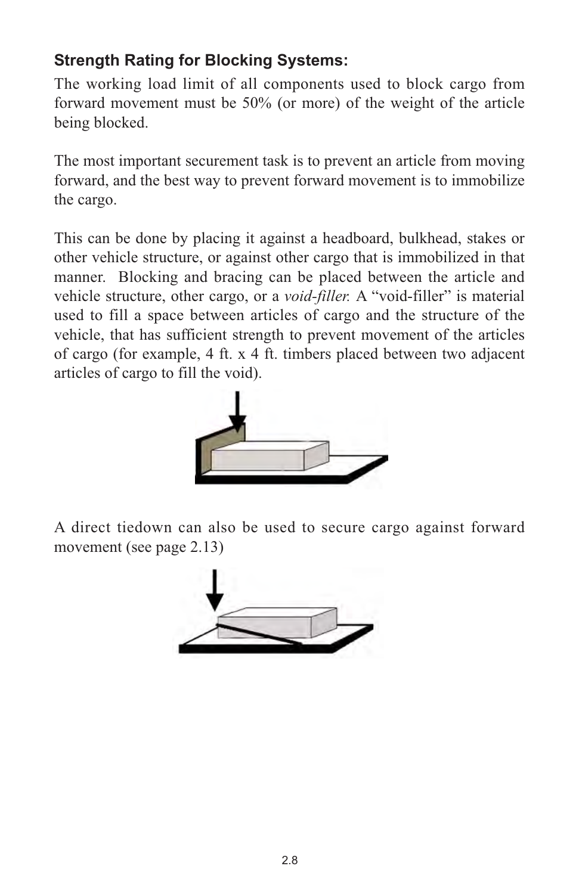**Strength Rating for Blocking Systems:**

The working load limit of all components used to block cargo from forward movement must be 50% (or more) of the weight of the article being blocked.

The most important securement task is to prevent an article from moving forward, and the best way to prevent forward movement is to immobilize the cargo.

This can be done by placing it against a headboard, bulkhead, stakes or other vehicle structure, or against other cargo that is immobilized in that manner. Blocking and bracing can be placed between the article and vehicle structure, other cargo, or a *void-filler.* A "void-filler" is material used to fill a space between articles of cargo and the structure of the vehicle, that has sufficient strength to prevent movement of the articles of cargo (for example, 4 ft. x 4 ft. timbers placed between two adjacent articles of cargo to fill the void).

A direct tiedown can also be used to secure cargo against forward movement (see page 2.13)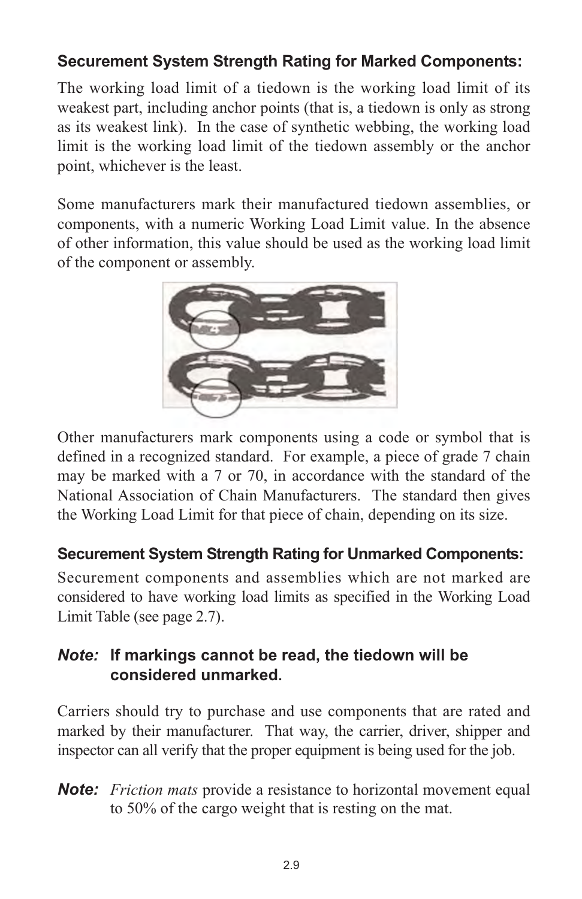### Securement System Strength Rating for Marked Components:

The working load limit of a tiedown is the working load limit of its weakest part, including anchor points (that is, a tiedown is only as strong as its weakest link). In the case of synthetic webbing, the working load limit is the working load limit of the tiedown assembly or the anchor point, whichever is the least.

Some manufacturers mark their manufactured tiedown assemblies, or components, with a numeric Working Load Limit value. In the absence of other information, this value should be used as the working load limit of the component or assembly.

Other manufacturers mark components using a code or symbol that is defined in a recognized standard. For example, a piece of grade 7 chain may be marked with a 7 or 70, in accordance with the standard of the National Association of Chain Manufacturers. The standard then gives the Working Load Limit for that piece of chain, depending on its size.

### Securement System Strength Rating for Unmarked Components:

Securement components and assemblies which are not marked are considered to have working load limits as specified in the Working Load Limit Table (see page 2.7).

***Note:*** **If markings cannot be read, the tiedown will be considered unmarked.**

Carriers should try to purchase and use components that are rated and marked by their manufacturer. That way, the carrier, driver, shipper and inspector can all verify that the proper equipment is being used for the job.

***Note:*** *Friction mats* provide a resistance to horizontal movement equal to 50% of the cargo weight that is resting on the mat.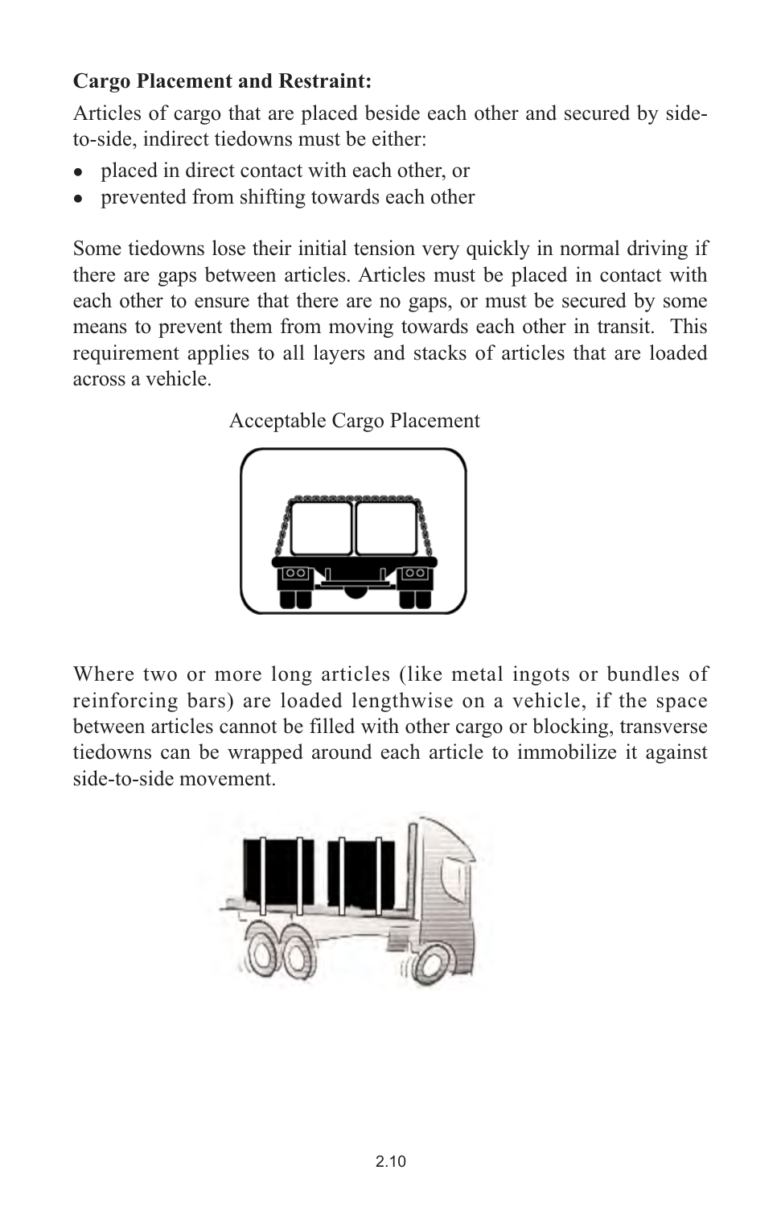**Cargo Placement and Restraint:**

Articles of cargo that are placed beside each other and secured by side-to-side, indirect tiedowns must be either:

- placed in direct contact with each other, or
- prevented from shifting towards each other

Some tiedowns lose their initial tension very quickly in normal driving if there are gaps between articles. Articles must be placed in contact with each other to ensure that there are no gaps, or must be secured by some means to prevent them from moving towards each other in transit. This requirement applies to all layers and stacks of articles that are loaded across a vehicle.

Acceptable Cargo Placement

Where two or more long articles (like metal ingots or bundles of reinforcing bars) are loaded lengthwise on a vehicle, if the space between articles cannot be filled with other cargo or blocking, transverse tiedowns can be wrapped around each article to immobilize it against side-to-side movement.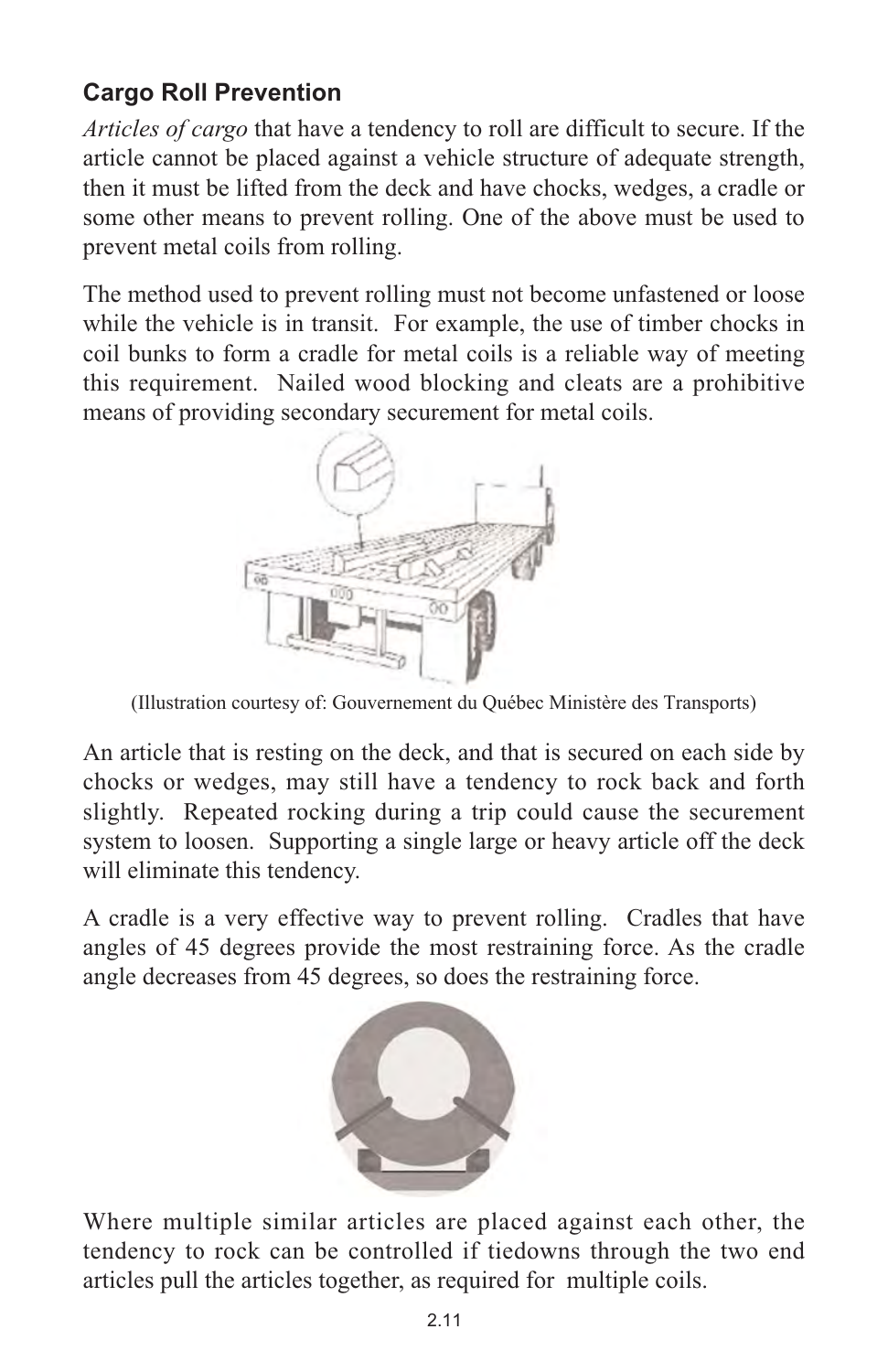## Cargo Roll Prevention

*Articles of cargo* that have a tendency to roll are difficult to secure. If the article cannot be placed against a vehicle structure of adequate strength, then it must be lifted from the deck and have chocks, wedges, a cradle or some other means to prevent rolling. One of the above must be used to prevent metal coils from rolling.

The method used to prevent rolling must not become unfastened or loose while the vehicle is in transit. For example, the use of timber chocks in coil bunks to form a cradle for metal coils is a reliable way of meeting this requirement. Nailed wood blocking and cleats are a prohibitive means of providing secondary securement for metal coils.

(Illustration courtesy of: Gouvernement du Québec Ministère des Transports)

An article that is resting on the deck, and that is secured on each side by chocks or wedges, may still have a tendency to rock back and forth slightly. Repeated rocking during a trip could cause the securement system to loosen. Supporting a single large or heavy article off the deck will eliminate this tendency.

A cradle is a very effective way to prevent rolling. Cradles that have angles of 45 degrees provide the most restraining force. As the cradle angle decreases from 45 degrees, so does the restraining force.

Where multiple similar articles are placed against each other, the tendency to rock can be controlled if tiedowns through the two end articles pull the articles together, as required for multiple coils.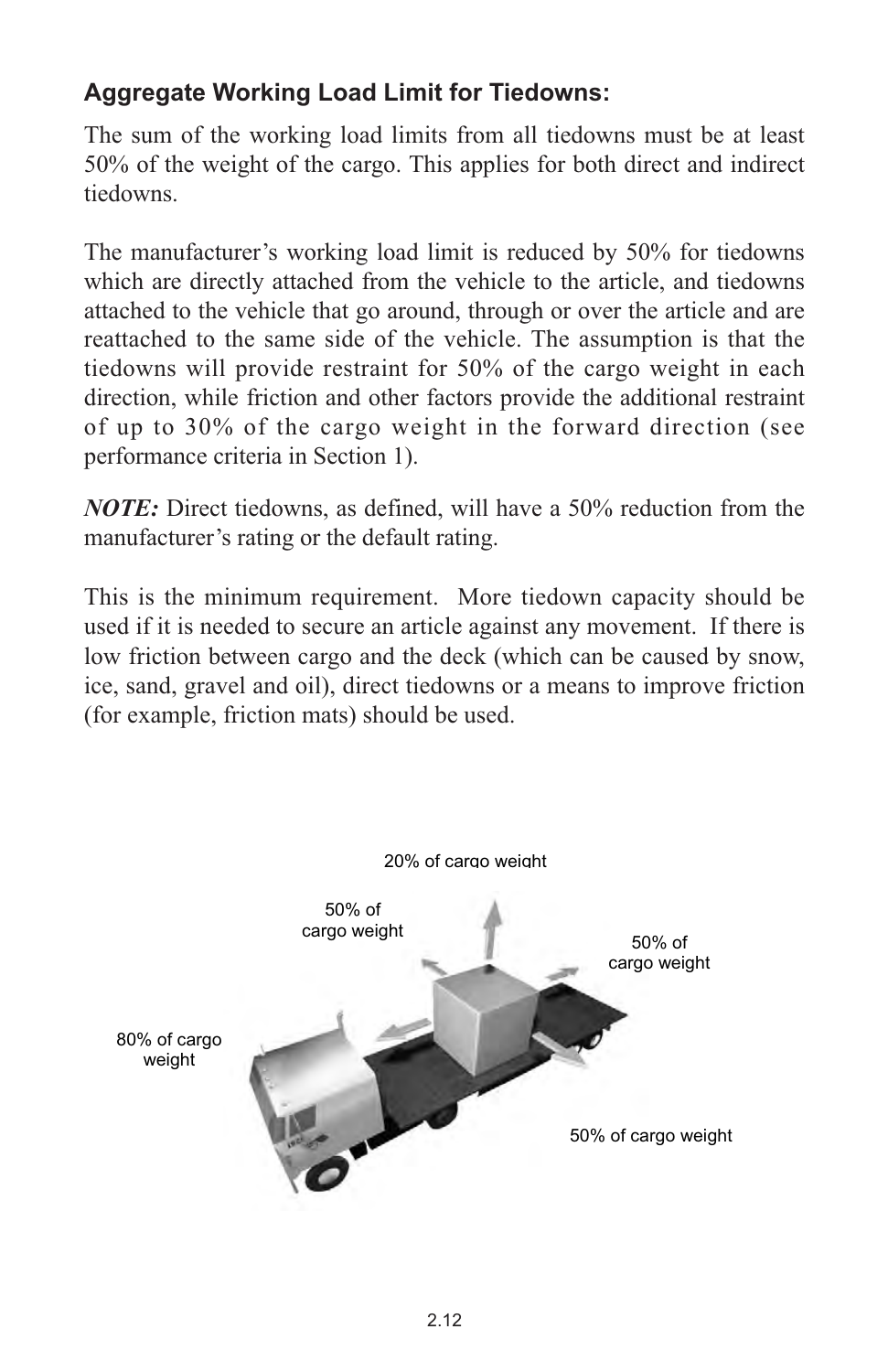### Aggregate Working Load Limit for Tiedowns:

The sum of the working load limits from all tiedowns must be at least 50% of the weight of the cargo. This applies for both direct and indirect tiedowns.

The manufacturer's working load limit is reduced by 50% for tiedowns which are directly attached from the vehicle to the article, and tiedowns attached to the vehicle that go around, through or over the article and are reattached to the same side of the vehicle. The assumption is that the tiedowns will provide restraint for 50% of the cargo weight in each direction, while friction and other factors provide the additional restraint of up to 30% of the cargo weight in the forward direction (see performance criteria in Section 1).

***NOTE:*** Direct tiedowns, as defined, will have a 50% reduction from the manufacturer's rating or the default rating.

This is the minimum requirement. More tiedown capacity should be used if it is needed to secure an article against any movement. If there is low friction between cargo and the deck (which can be caused by snow, ice, sand, gravel and oil), direct tiedowns or a means to improve friction (for example, friction mats) should be used.

20% of cargo weight

50% of cargo weight

50% of cargo weight

80% of cargo weight

50% of cargo weight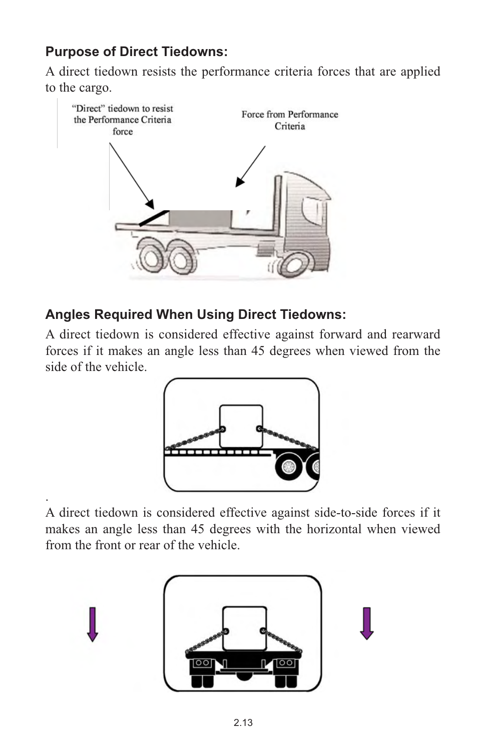**Purpose of Direct Tiedowns:**

A direct tiedown resists the performance criteria forces that are applied to the cargo.

**Angles Required When Using Direct Tiedowns:**

A direct tiedown is considered effective against forward and rearward forces if it makes an angle less than 45 degrees when viewed from the side of the vehicle.

.

A direct tiedown is considered effective against side-to-side forces if it makes an angle less than 45 degrees with the horizontal when viewed from the front or rear of the vehicle.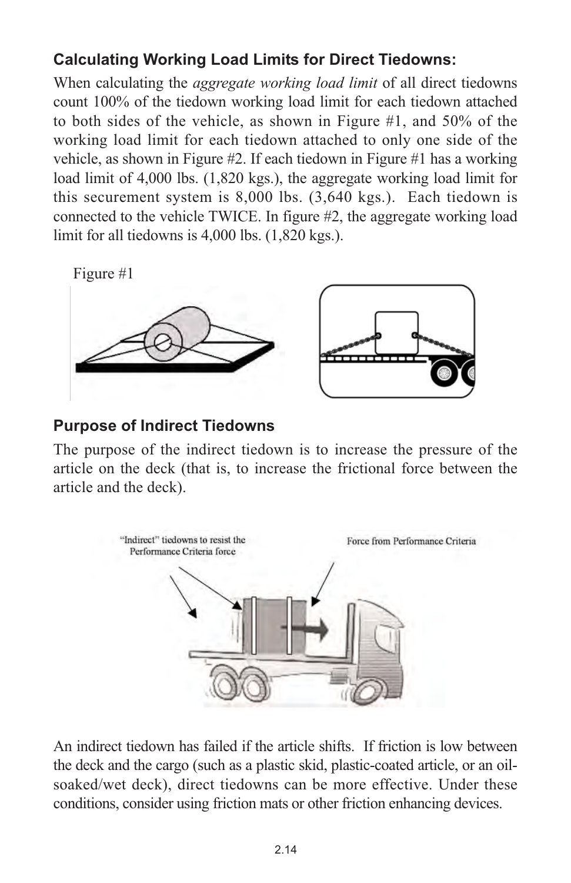### Calculating Working Load Limits for Direct Tiedowns:

When calculating the *aggregate working load limit* of all direct tiedowns count 100% of the tiedown working load limit for each tiedown attached to both sides of the vehicle, as shown in Figure #1, and 50% of the working load limit for each tiedown attached to only one side of the vehicle, as shown in Figure #2. If each tiedown in Figure #1 has a working load limit of 4,000 lbs. (1,820 kgs.), the aggregate working load limit for this securement system is 8,000 lbs. (3,640 kgs.). Each tiedown is connected to the vehicle TWICE. In figure #2, the aggregate working load limit for all tiedowns is 4,000 lbs. (1,820 kgs.).

Figure #1

### Purpose of Indirect Tiedowns

The purpose of the indirect tiedown is to increase the pressure of the article on the deck (that is, to increase the frictional force between the article and the deck).

"Indirect" tiedowns to resist the Performance Criteria force

Force from Performance Criteria

An indirect tiedown has failed if the article shifts. If friction is low between the deck and the cargo (such as a plastic skid, plastic-coated article, or an oil-soaked/wet deck), direct tiedowns can be more effective. Under these conditions, consider using friction mats or other friction enhancing devices.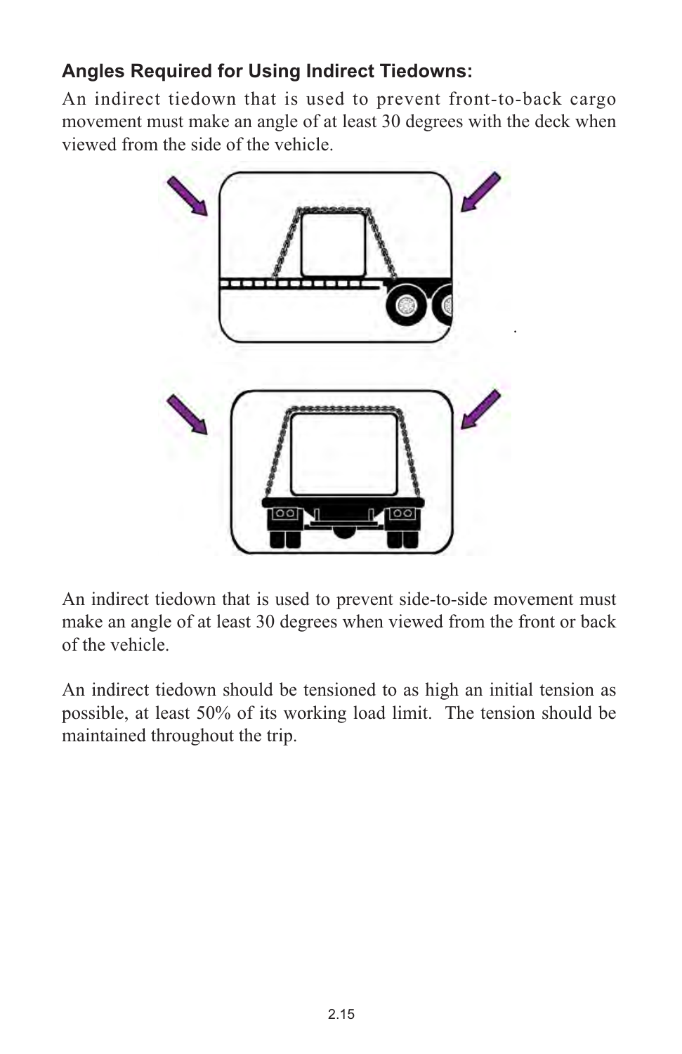### Angles Required for Using Indirect Tiedowns:

An indirect tiedown that is used to prevent front-to-back cargo movement must make an angle of at least 30 degrees with the deck when viewed from the side of the vehicle.

An indirect tiedown that is used to prevent side-to-side movement must make an angle of at least 30 degrees when viewed from the front or back of the vehicle.

An indirect tiedown should be tensioned to as high an initial tension as possible, at least 50% of its working load limit. The tension should be maintained throughout the trip.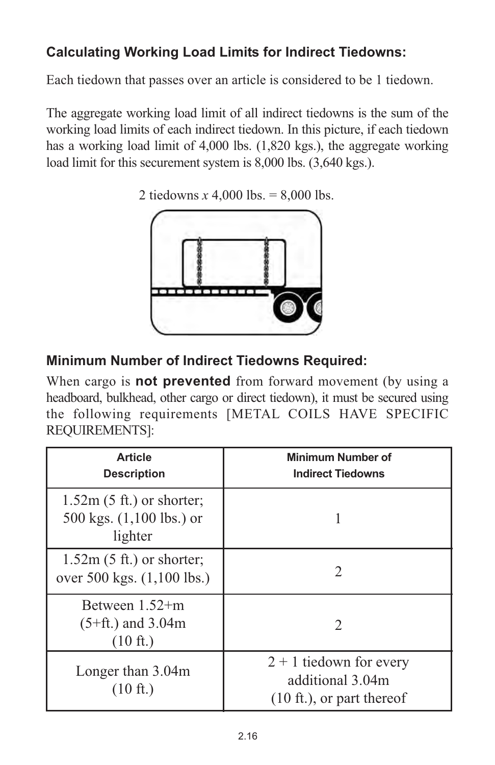### Calculating Working Load Limits for Indirect Tiedowns:

Each tiedown that passes over an article is considered to be 1 tiedown.

The aggregate working load limit of all indirect tiedowns is the sum of the working load limits of each indirect tiedown. In this picture, if each tiedown has a working load limit of 4,000 lbs. (1,820 kgs.), the aggregate working load limit for this securement system is 8,000 lbs. (3,640 kgs.).

2 tiedowns *x* 4,000 lbs. = 8,000 lbs.

### Minimum Number of Indirect Tiedowns Required:

When cargo is **not prevented** from forward movement (by using a headboard, bulkhead, other cargo or direct tiedown), it must be secured using the following requirements [METAL COILS HAVE SPECIFIC REQUIREMENTS]:

| Article Description | Minimum Number of Indirect Tiedowns |
|---|---|
| 1.52m (5 ft.) or shorter; 500 kgs. (1,100 lbs.) or lighter | 1 |
| 1.52m (5 ft.) or shorter; over 500 kgs. (1,100 lbs.) | 2 |
| Between 1.52+m (5+ft.) and 3.04m (10 ft.) | 2 |
| Longer than 3.04m (10 ft.) | 2 + 1 tiedown for every additional 3.04m (10 ft.), or part thereof |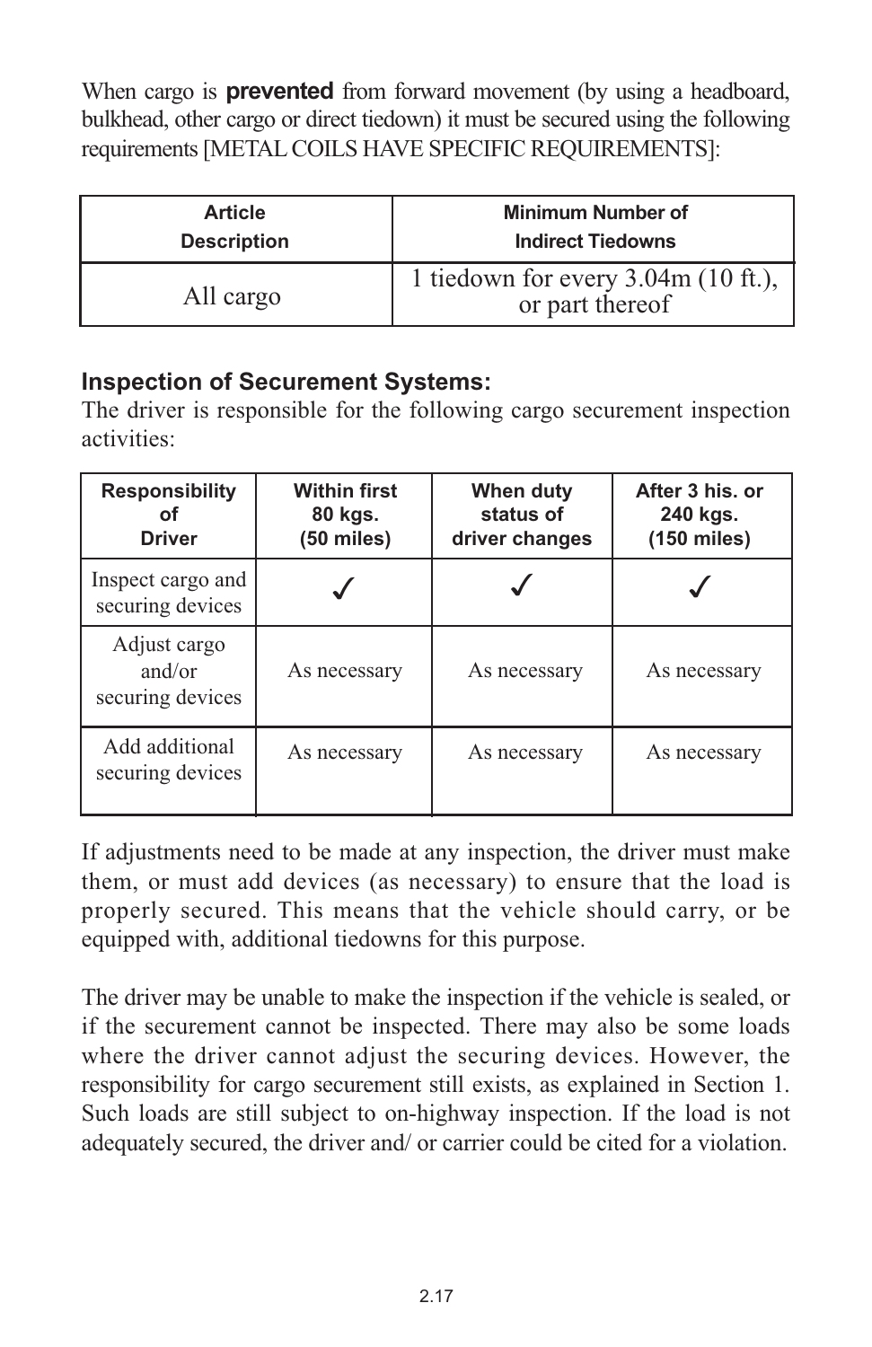When cargo is **prevented** from forward movement (by using a headboard, bulkhead, other cargo or direct tiedown) it must be secured using the following requirements [METAL COILS HAVE SPECIFIC REQUIREMENTS]:

| Article Description | Minimum Number of Indirect Tiedowns |
|---|---|
| All cargo | 1 tiedown for every 3.04m (10 ft.), or part thereof |

### Inspection of Securement Systems:

The driver is responsible for the following cargo securement inspection activities:

| Responsibility of Driver | Within first 80 kgs. (50 miles) | When duty status of driver changes | After 3 his. or 240 kgs. (150 miles) |
|---|---|---|---|
| Inspect cargo and securing devices | ✓ | ✓ | ✓ |
| Adjust cargo and/or securing devices | As necessary | As necessary | As necessary |
| Add additional securing devices | As necessary | As necessary | As necessary |

If adjustments need to be made at any inspection, the driver must make them, or must add devices (as necessary) to ensure that the load is properly secured. This means that the vehicle should carry, or be equipped with, additional tiedowns for this purpose.

The driver may be unable to make the inspection if the vehicle is sealed, or if the securement cannot be inspected. There may also be some loads where the driver cannot adjust the securing devices. However, the responsibility for cargo securement still exists, as explained in Section 1. Such loads are still subject to on-highway inspection. If the load is not adequately secured, the driver and/ or carrier could be cited for a violation.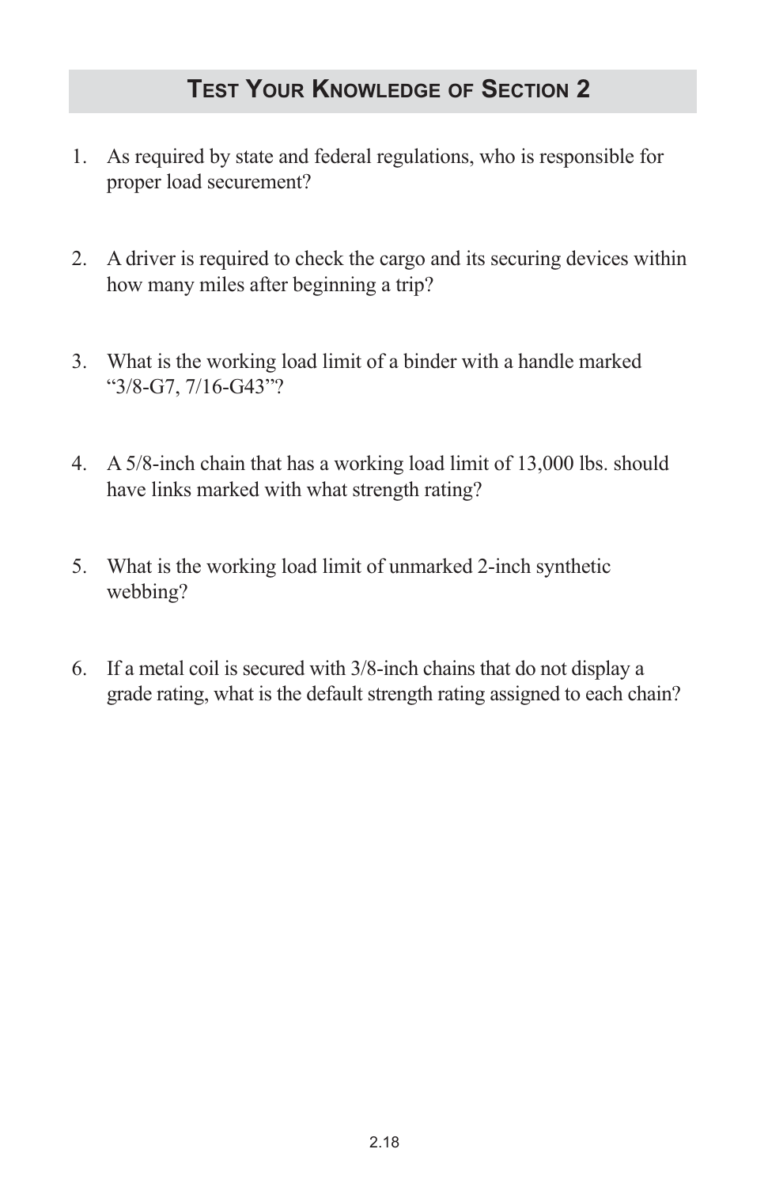## Test Your Knowledge of Section 2

1. As required by state and federal regulations, who is responsible for proper load securement?

2. A driver is required to check the cargo and its securing devices within how many miles after beginning a trip?

3. What is the working load limit of a binder with a handle marked "3/8-G7, 7/16-G43"?

4. A 5/8-inch chain that has a working load limit of 13,000 lbs. should have links marked with what strength rating?

5. What is the working load limit of unmarked 2-inch synthetic webbing?

6. If a metal coil is secured with 3/8-inch chains that do not display a grade rating, what is the default strength rating assigned to each chain?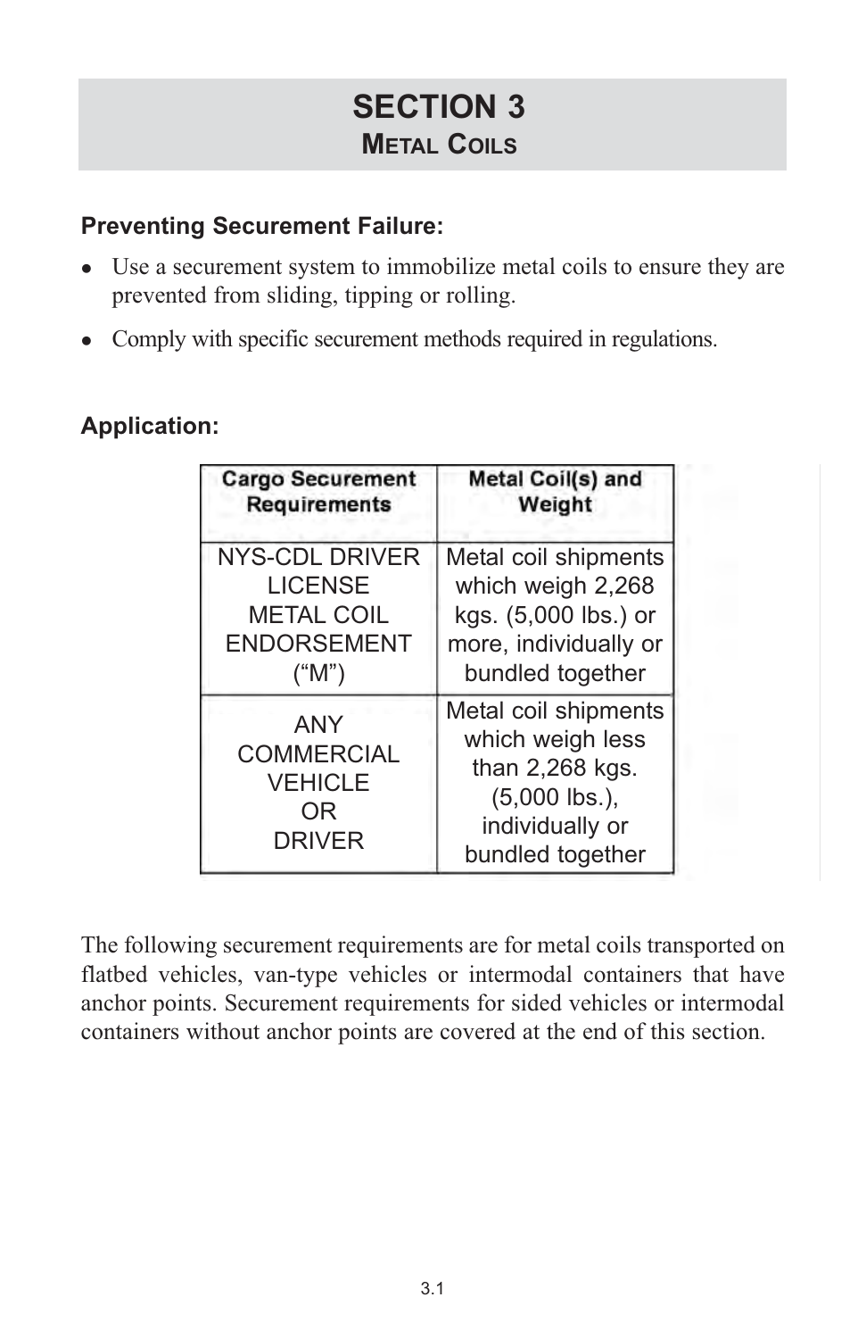# SECTION 3

## Metal Coils

**Preventing Securement Failure:**

- Use a securement system to immobilize metal coils to ensure they are prevented from sliding, tipping or rolling.
- Comply with specific securement methods required in regulations.

**Application:**

| Cargo Securement Requirements | Metal Coil(s) and Weight |
|---|---|
| NYS-CDL DRIVER LICENSE METAL COIL ENDORSEMENT ("M") | Metal coil shipments which weigh 2,268 kgs. (5,000 lbs.) or more, individually or bundled together |
| ANY COMMERCIAL VEHICLE OR DRIVER | Metal coil shipments which weigh less than 2,268 kgs. (5,000 lbs.), individually or bundled together |

The following securement requirements are for metal coils transported on flatbed vehicles, van-type vehicles or intermodal containers that have anchor points. Securement requirements for sided vehicles or intermodal containers without anchor points are covered at the end of this section.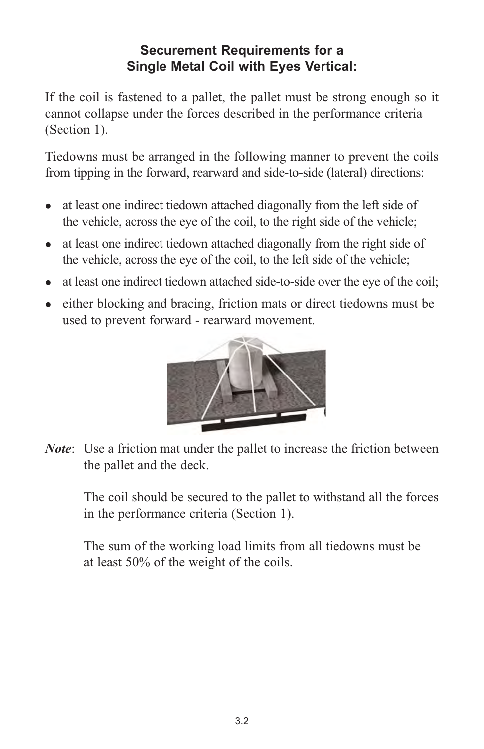### Securement Requirements for a Single Metal Coil with Eyes Vertical:

If the coil is fastened to a pallet, the pallet must be strong enough so it cannot collapse under the forces described in the performance criteria (Section 1).

Tiedowns must be arranged in the following manner to prevent the coils from tipping in the forward, rearward and side-to-side (lateral) directions:

- at least one indirect tiedown attached diagonally from the left side of the vehicle, across the eye of the coil, to the right side of the vehicle;
- at least one indirect tiedown attached diagonally from the right side of the vehicle, across the eye of the coil, to the left side of the vehicle;
- at least one indirect tiedown attached side-to-side over the eye of the coil;
- either blocking and bracing, friction mats or direct tiedowns must be used to prevent forward - rearward movement.

***Note***: Use a friction mat under the pallet to increase the friction between the pallet and the deck.

The coil should be secured to the pallet to withstand all the forces in the performance criteria (Section 1).

The sum of the working load limits from all tiedowns must be at least 50% of the weight of the coils.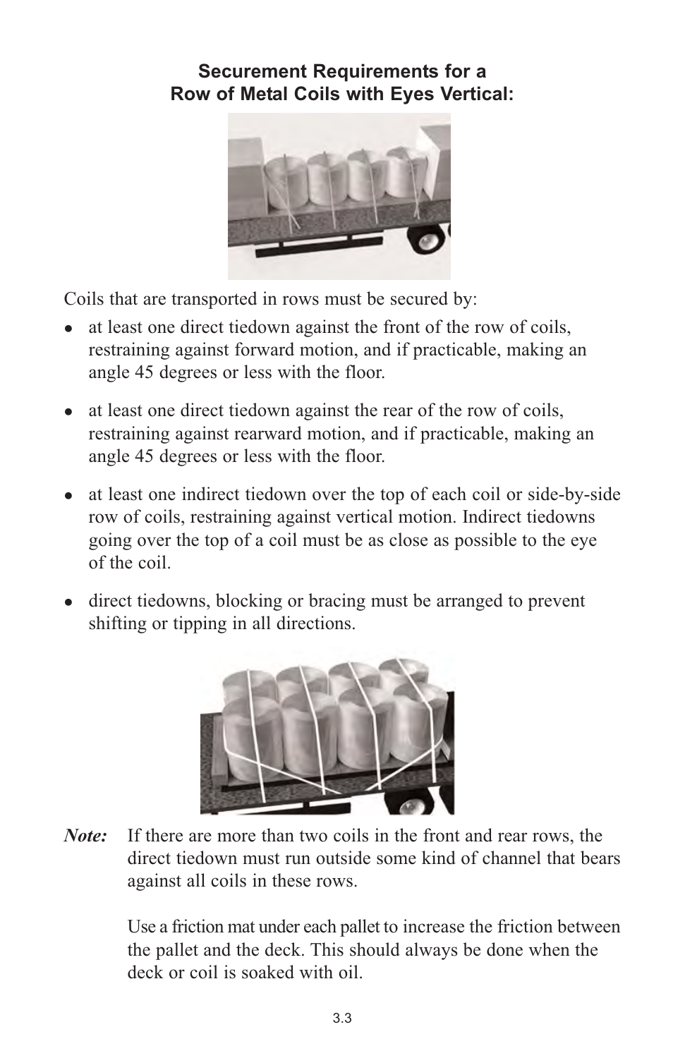## Securement Requirements for a Row of Metal Coils with Eyes Vertical:

Coils that are transported in rows must be secured by:

- at least one direct tiedown against the front of the row of coils, restraining against forward motion, and if practicable, making an angle 45 degrees or less with the floor.
- at least one direct tiedown against the rear of the row of coils, restraining against rearward motion, and if practicable, making an angle 45 degrees or less with the floor.
- at least one indirect tiedown over the top of each coil or side-by-side row of coils, restraining against vertical motion. Indirect tiedowns going over the top of a coil must be as close as possible to the eye of the coil.
- direct tiedowns, blocking or bracing must be arranged to prevent shifting or tipping in all directions.

***Note:*** If there are more than two coils in the front and rear rows, the direct tiedown must run outside some kind of channel that bears against all coils in these rows.

Use a friction mat under each pallet to increase the friction between the pallet and the deck. This should always be done when the deck or coil is soaked with oil.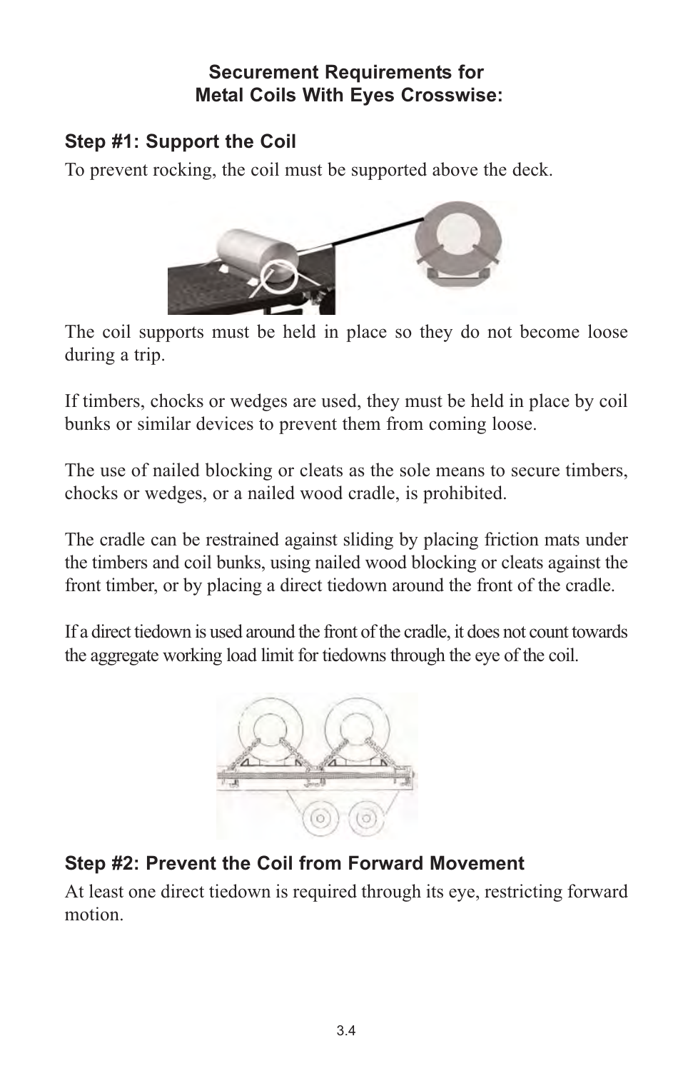## Securement Requirements for Metal Coils With Eyes Crosswise:

### Step #1: Support the Coil

To prevent rocking, the coil must be supported above the deck.

The coil supports must be held in place so they do not become loose during a trip.

If timbers, chocks or wedges are used, they must be held in place by coil bunks or similar devices to prevent them from coming loose.

The use of nailed blocking or cleats as the sole means to secure timbers, chocks or wedges, or a nailed wood cradle, is prohibited.

The cradle can be restrained against sliding by placing friction mats under the timbers and coil bunks, using nailed wood blocking or cleats against the front timber, or by placing a direct tiedown around the front of the cradle.

If a direct tiedown is used around the front of the cradle, it does not count towards the aggregate working load limit for tiedowns through the eye of the coil.

### Step #2: Prevent the Coil from Forward Movement

At least one direct tiedown is required through its eye, restricting forward motion.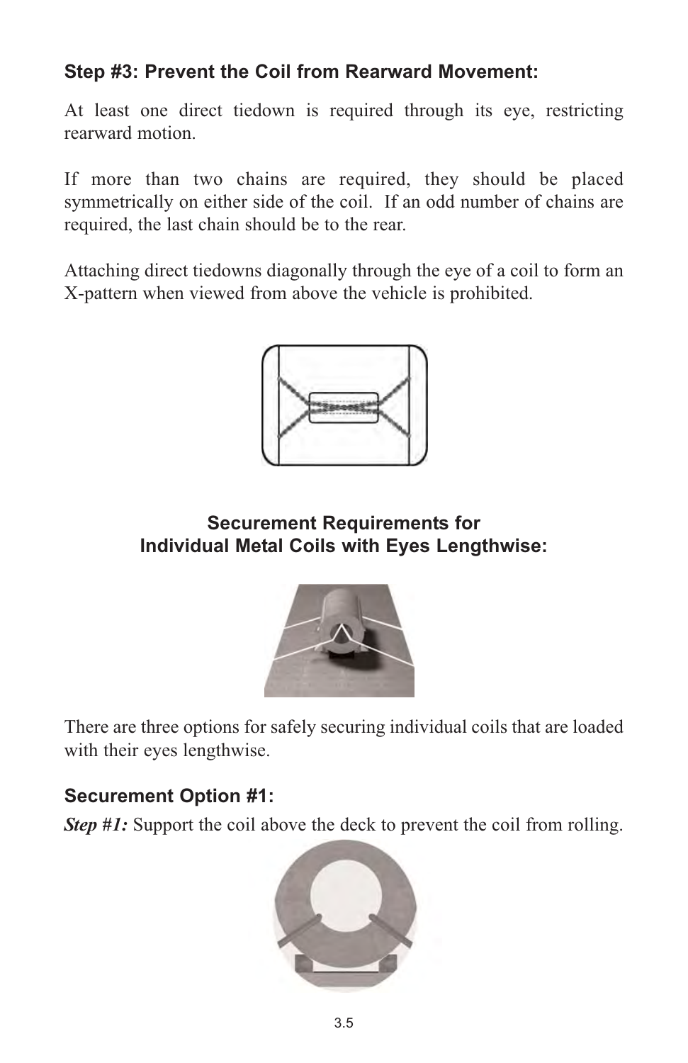### Step #3: Prevent the Coil from Rearward Movement:

At least one direct tiedown is required through its eye, restricting rearward motion.

If more than two chains are required, they should be placed symmetrically on either side of the coil. If an odd number of chains are required, the last chain should be to the rear.

Attaching direct tiedowns diagonally through the eye of a coil to form an X-pattern when viewed from above the vehicle is prohibited.

## Securement Requirements for Individual Metal Coils with Eyes Lengthwise:

There are three options for safely securing individual coils that are loaded with their eyes lengthwise.

### Securement Option #1:

***Step #1:*** Support the coil above the deck to prevent the coil from rolling.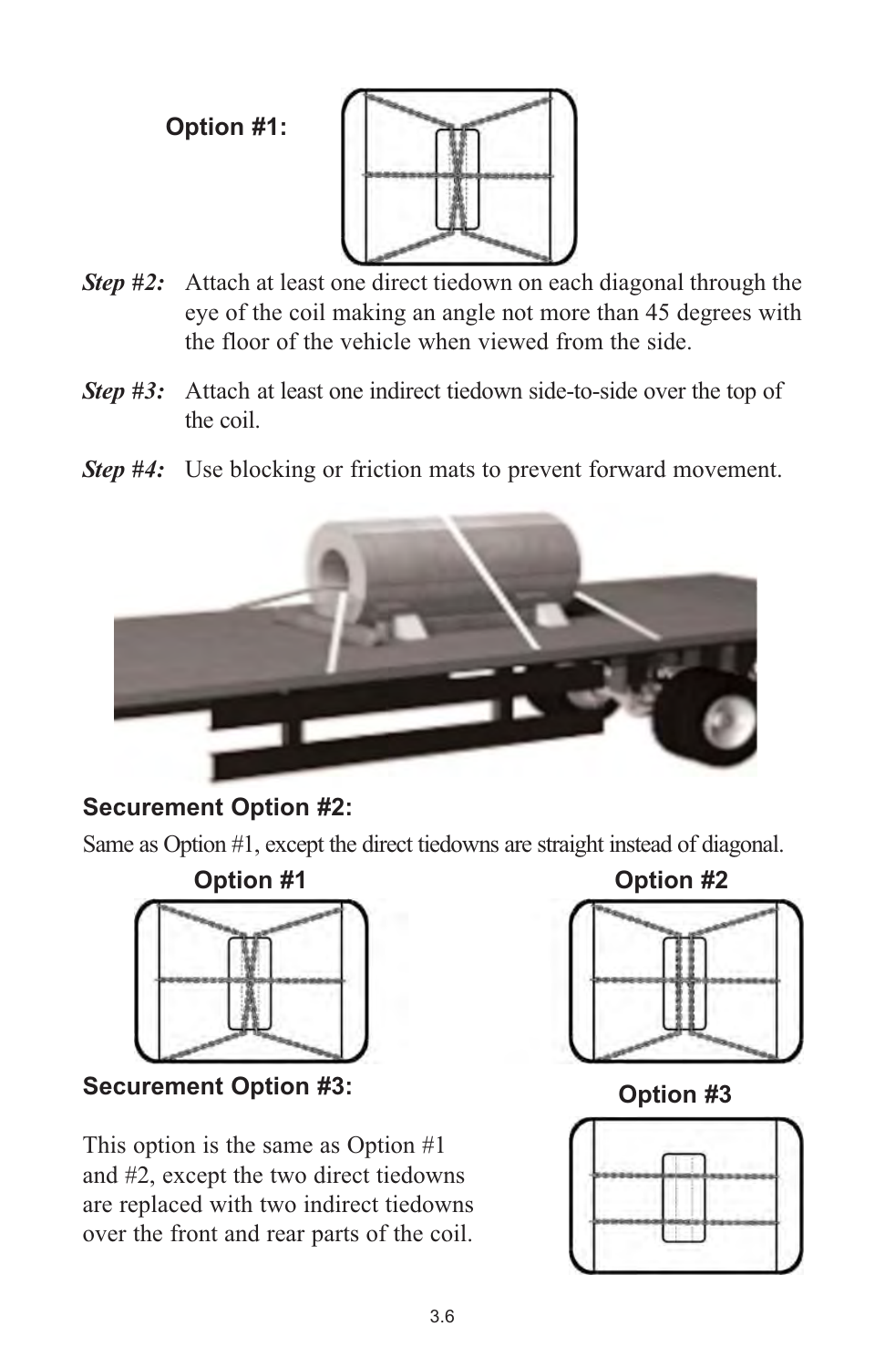**Option #1:**

***Step #2:*** Attach at least one direct tiedown on each diagonal through the eye of the coil making an angle not more than 45 degrees with the floor of the vehicle when viewed from the side.

***Step #3:*** Attach at least one indirect tiedown side-to-side over the top of the coil.

***Step #4:*** Use blocking or friction mats to prevent forward movement.

### Securement Option #2:

Same as Option #1, except the direct tiedowns are straight instead of diagonal.

**Option #1**

**Option #2**

### Securement Option #3:

This option is the same as Option #1 and #2, except the two direct tiedowns are replaced with two indirect tiedowns over the front and rear parts of the coil.

**Option #3**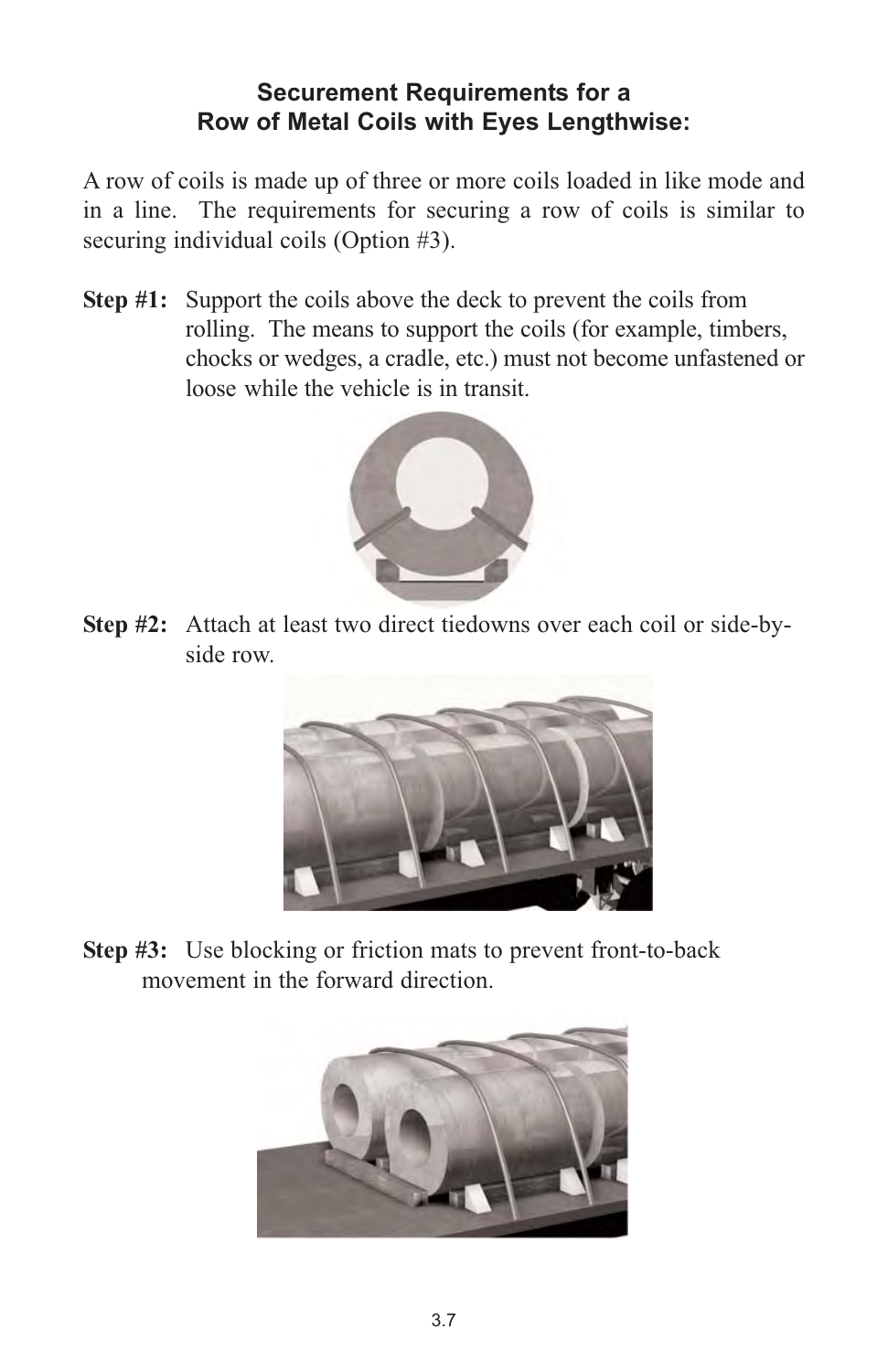## Securement Requirements for a Row of Metal Coils with Eyes Lengthwise:

A row of coils is made up of three or more coils loaded in like mode and in a line. The requirements for securing a row of coils is similar to securing individual coils (Option #3).

**Step #1:** Support the coils above the deck to prevent the coils from rolling. The means to support the coils (for example, timbers, chocks or wedges, a cradle, etc.) must not become unfastened or loose while the vehicle is in transit.

**Step #2:** Attach at least two direct tiedowns over each coil or side-by-side row.

**Step #3:** Use blocking or friction mats to prevent front-to-back movement in the forward direction.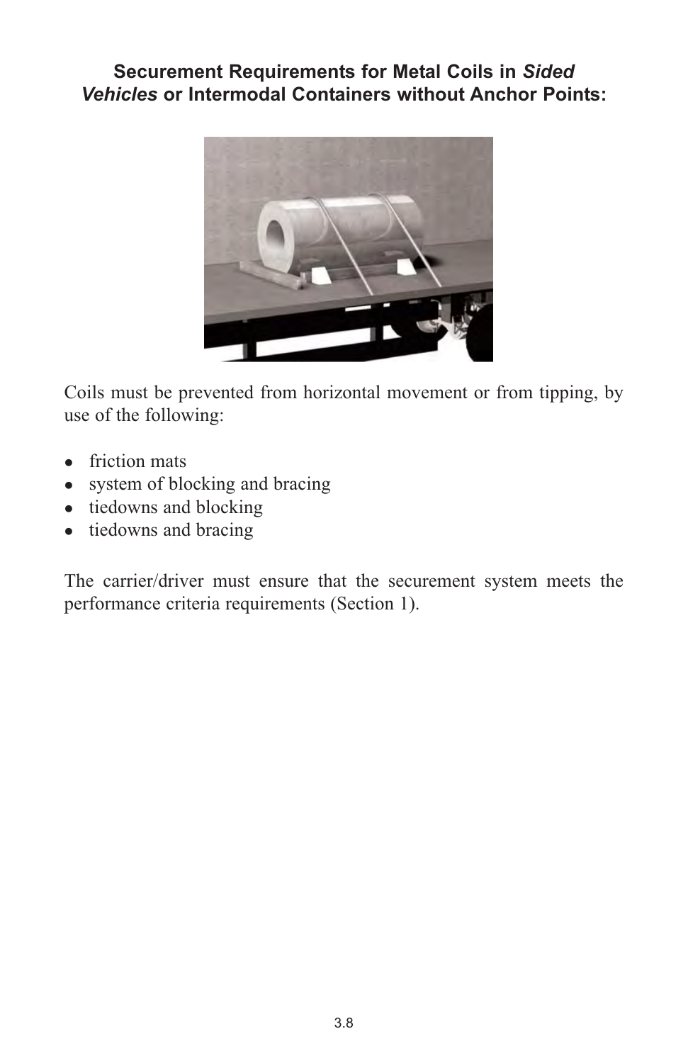### Securement Requirements for Metal Coils in *Sided Vehicles* or Intermodal Containers without Anchor Points:

Coils must be prevented from horizontal movement or from tipping, by use of the following:

- friction mats
- system of blocking and bracing
- tiedowns and blocking
- tiedowns and bracing

The carrier/driver must ensure that the securement system meets the performance criteria requirements (Section 1).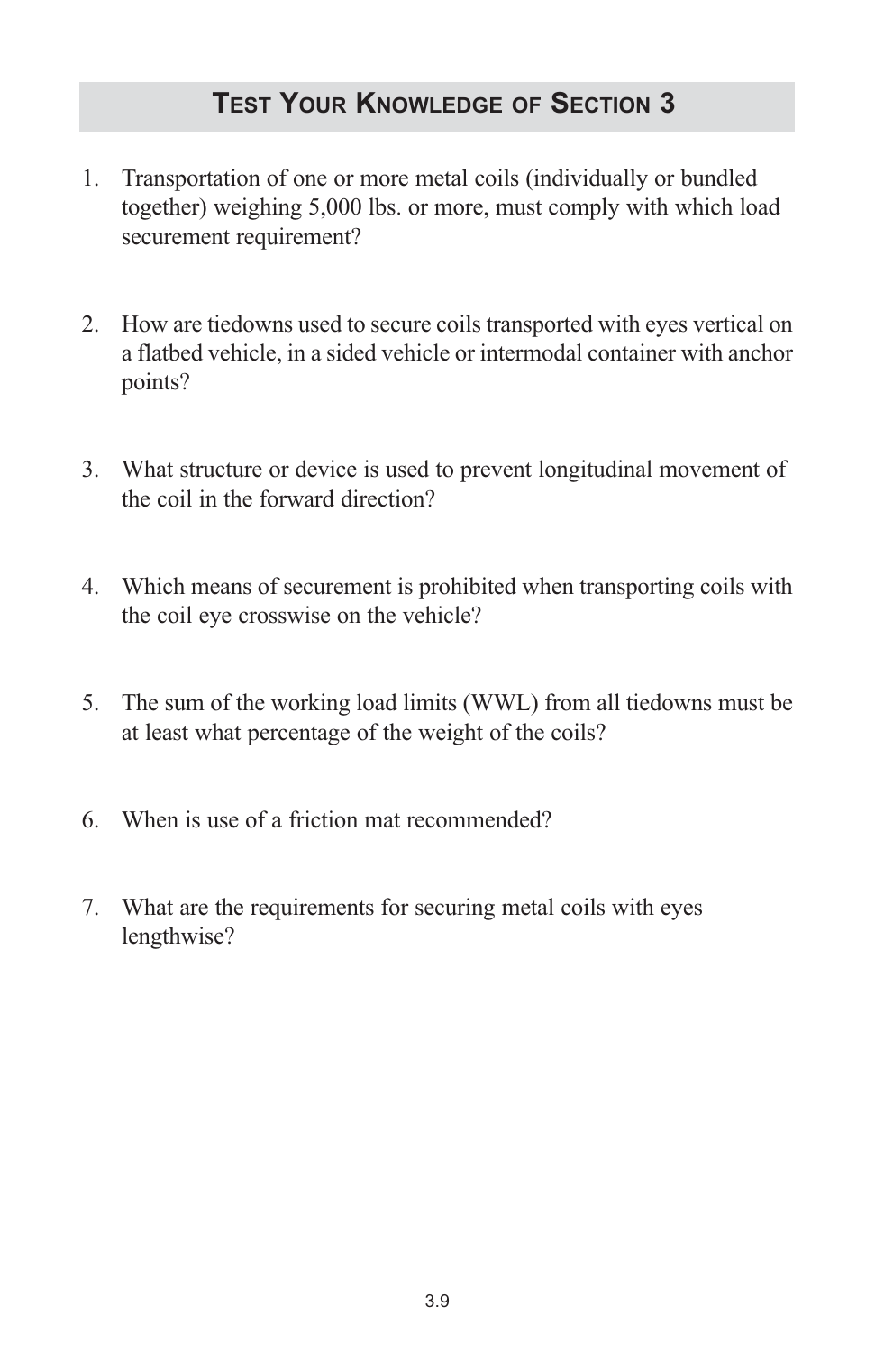## Test Your Knowledge of Section 3

1. Transportation of one or more metal coils (individually or bundled together) weighing 5,000 lbs. or more, must comply with which load securement requirement?

2. How are tiedowns used to secure coils transported with eyes vertical on a flatbed vehicle, in a sided vehicle or intermodal container with anchor points?

3. What structure or device is used to prevent longitudinal movement of the coil in the forward direction?

4. Which means of securement is prohibited when transporting coils with the coil eye crosswise on the vehicle?

5. The sum of the working load limits (WWL) from all tiedowns must be at least what percentage of the weight of the coils?

6. When is use of a friction mat recommended?

7. What are the requirements for securing metal coils with eyes lengthwise?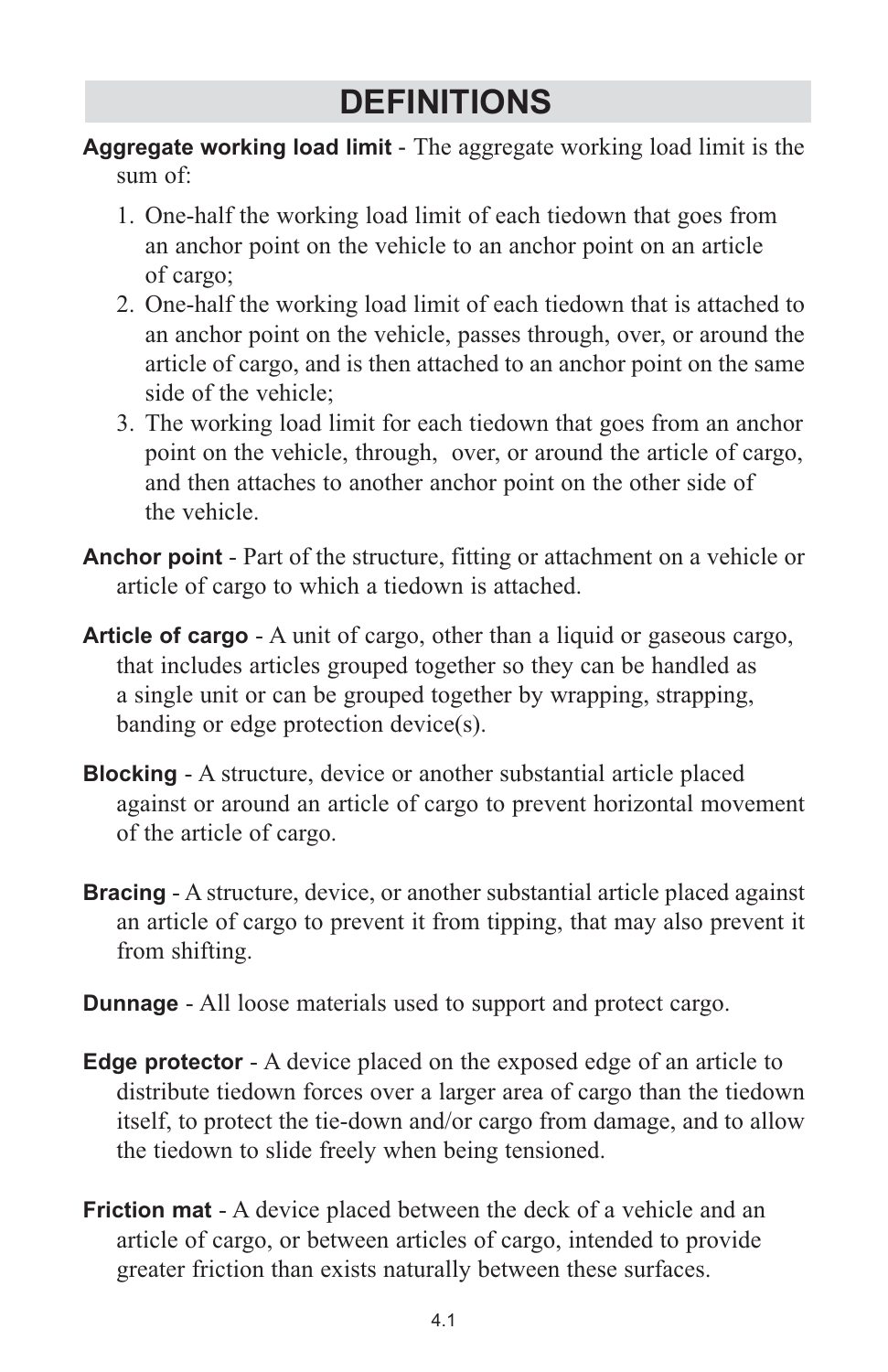# DEFINITIONS

**Aggregate working load limit** - The aggregate working load limit is the sum of:

1. One-half the working load limit of each tiedown that goes from an anchor point on the vehicle to an anchor point on an article of cargo;
2. One-half the working load limit of each tiedown that is attached to an anchor point on the vehicle, passes through, over, or around the article of cargo, and is then attached to an anchor point on the same side of the vehicle;
3. The working load limit for each tiedown that goes from an anchor point on the vehicle, through, over, or around the article of cargo, and then attaches to another anchor point on the other side of the vehicle.

**Anchor point** - Part of the structure, fitting or attachment on a vehicle or article of cargo to which a tiedown is attached.

**Article of cargo** - A unit of cargo, other than a liquid or gaseous cargo, that includes articles grouped together so they can be handled as a single unit or can be grouped together by wrapping, strapping, banding or edge protection device(s).

**Blocking** - A structure, device or another substantial article placed against or around an article of cargo to prevent horizontal movement of the article of cargo.

**Bracing** - A structure, device, or another substantial article placed against an article of cargo to prevent it from tipping, that may also prevent it from shifting.

**Dunnage** - All loose materials used to support and protect cargo.

**Edge protector** - A device placed on the exposed edge of an article to distribute tiedown forces over a larger area of cargo than the tiedown itself, to protect the tie-down and/or cargo from damage, and to allow the tiedown to slide freely when being tensioned.

**Friction mat** - A device placed between the deck of a vehicle and an article of cargo, or between articles of cargo, intended to provide greater friction than exists naturally between these surfaces.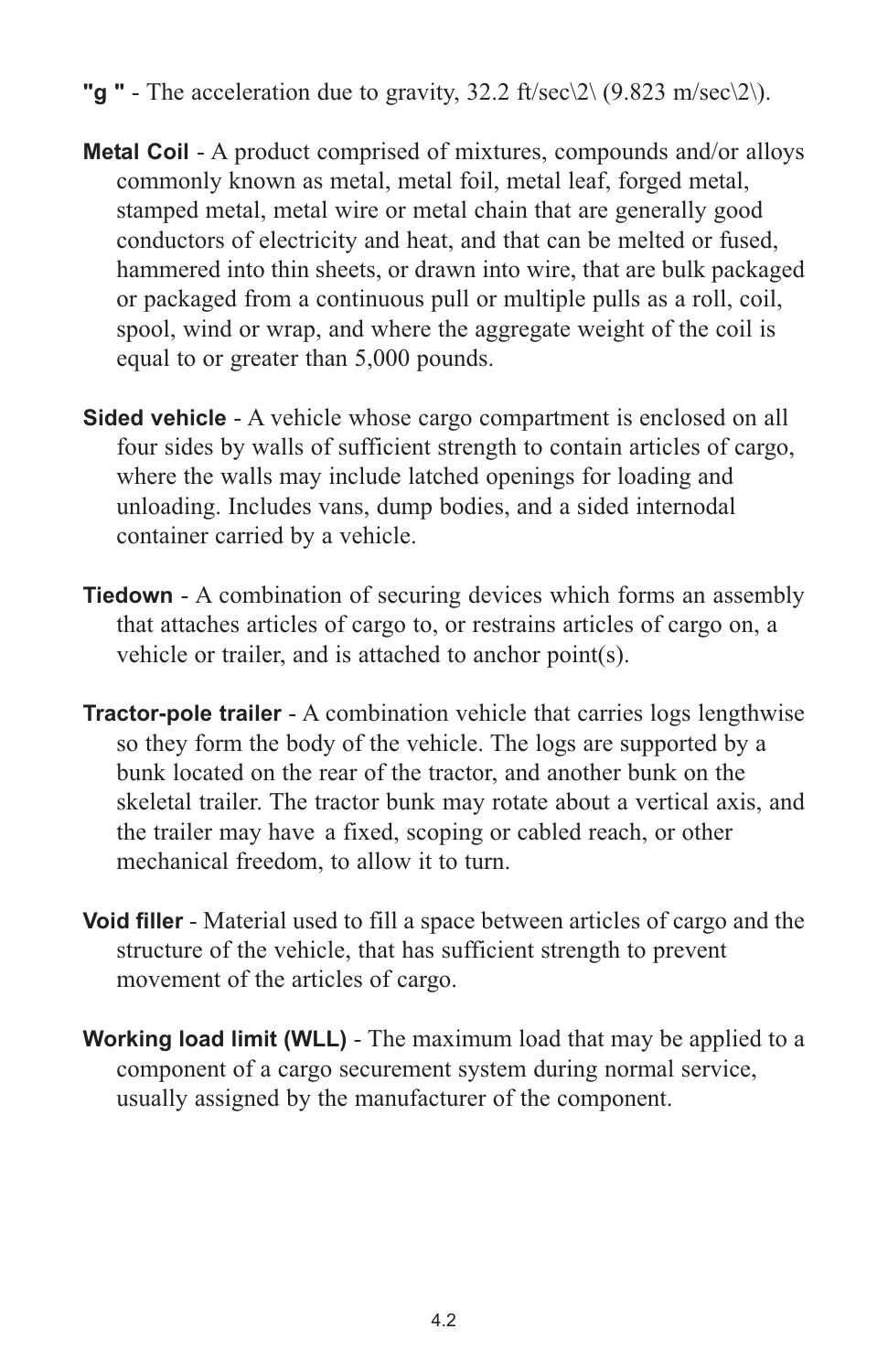**"g "** - The acceleration due to gravity, 32.2 ft/sec\2\ (9.823 m/sec\2\).

**Metal Coil** - A product comprised of mixtures, compounds and/or alloys commonly known as metal, metal foil, metal leaf, forged metal, stamped metal, metal wire or metal chain that are generally good conductors of electricity and heat, and that can be melted or fused, hammered into thin sheets, or drawn into wire, that are bulk packaged or packaged from a continuous pull or multiple pulls as a roll, coil, spool, wind or wrap, and where the aggregate weight of the coil is equal to or greater than 5,000 pounds.

**Sided vehicle** - A vehicle whose cargo compartment is enclosed on all four sides by walls of sufficient strength to contain articles of cargo, where the walls may include latched openings for loading and unloading. Includes vans, dump bodies, and a sided internodal container carried by a vehicle.

**Tiedown** - A combination of securing devices which forms an assembly that attaches articles of cargo to, or restrains articles of cargo on, a vehicle or trailer, and is attached to anchor point(s).

**Tractor-pole trailer** - A combination vehicle that carries logs lengthwise so they form the body of the vehicle. The logs are supported by a bunk located on the rear of the tractor, and another bunk on the skeletal trailer. The tractor bunk may rotate about a vertical axis, and the trailer may have a fixed, scoping or cabled reach, or other mechanical freedom, to allow it to turn.

**Void filler** - Material used to fill a space between articles of cargo and the structure of the vehicle, that has sufficient strength to prevent movement of the articles of cargo.

**Working load limit (WLL)** - The maximum load that may be applied to a component of a cargo securement system during normal service, usually assigned by the manufacturer of the component.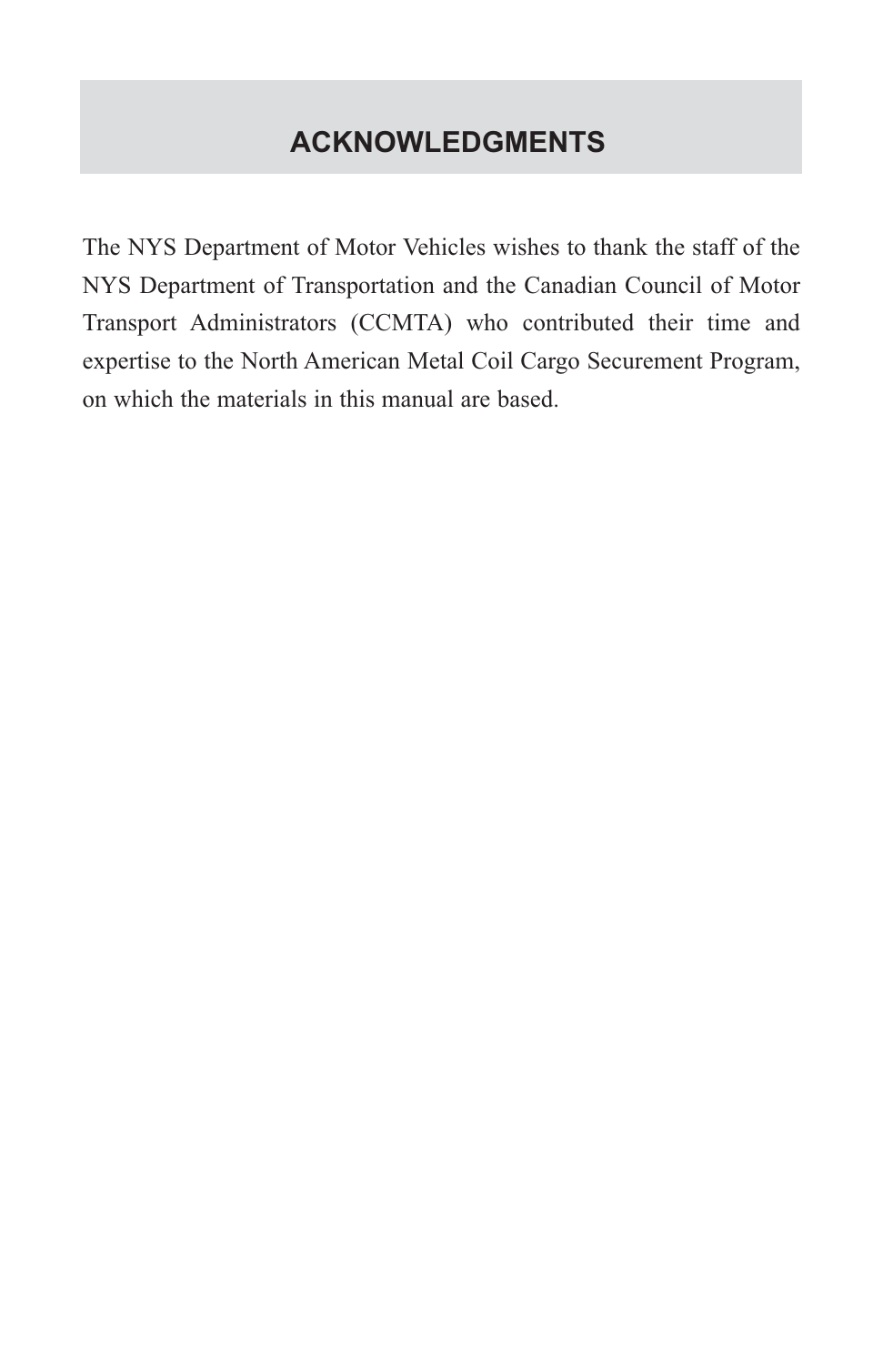# ACKNOWLEDGMENTS

The NYS Department of Motor Vehicles wishes to thank the staff of the NYS Department of Transportation and the Canadian Council of Motor Transport Administrators (CCMTA) who contributed their time and expertise to the North American Metal Coil Cargo Securement Program, on which the materials in this manual are based.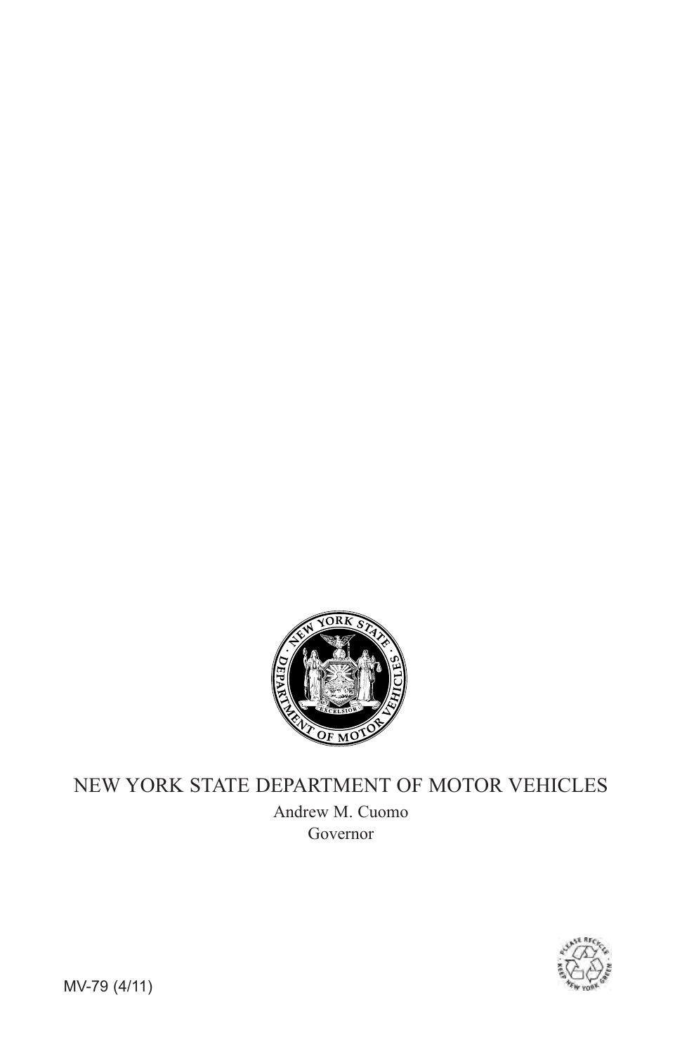NEW YORK STATE DEPARTMENT OF MOTOR VEHICLES

Andrew M. Cuomo

Governor

MV-79 (4/11)